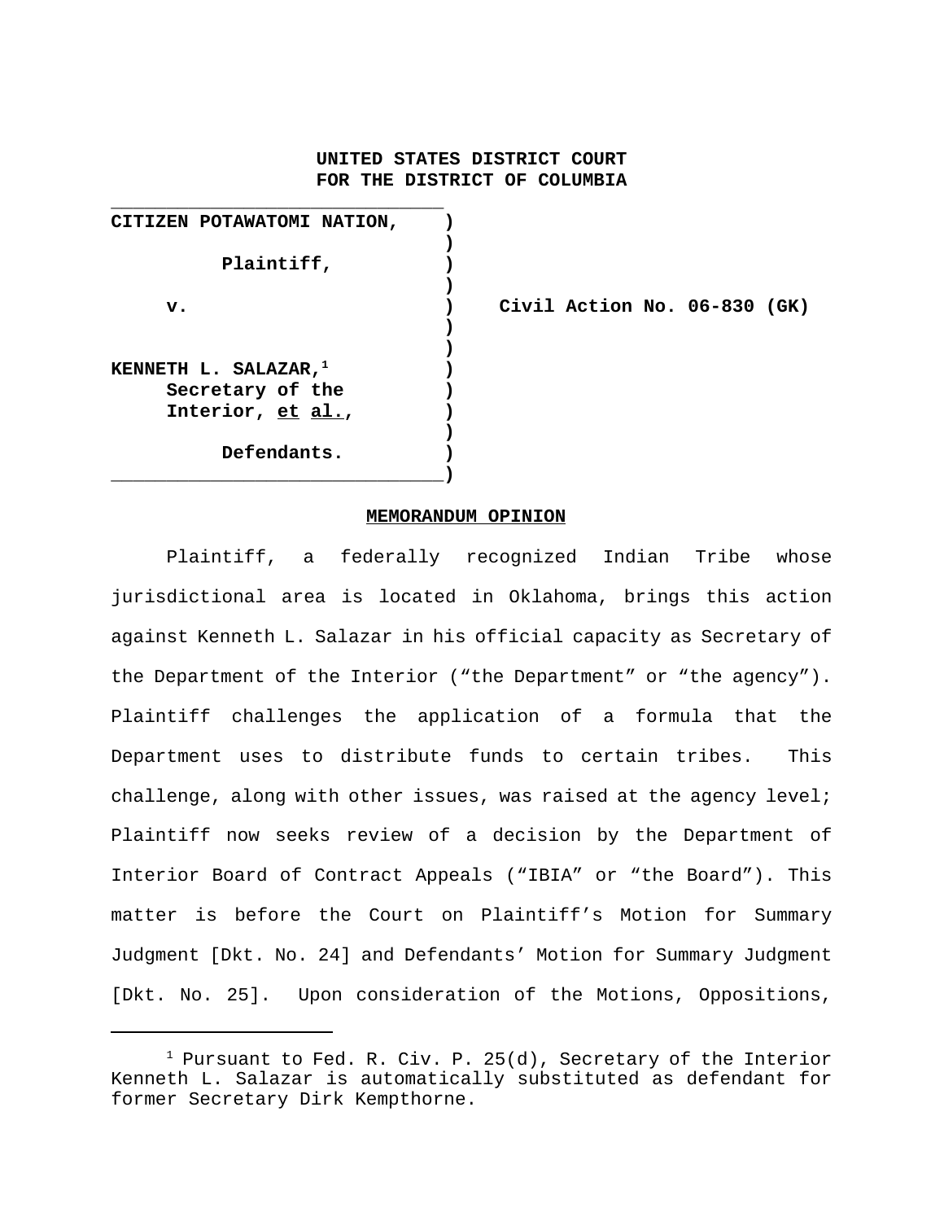**UNITED STATES DISTRICT COURT**
**FOR THE DISTRICT OF COLUMBIA**

| | | |
|---|---|---|
| **CITIZEN POTAWATOMI NATION,**<br><br>**Plaintiff,**<br><br>**v.**<br><br>**KENNETH L. SALAZAR,[1]**<br>**Secretary of the Interior, *et al.*,**<br><br>**Defendants.** | ) | **Civil Action No. 06-830 (GK)** |

**MEMORANDUM OPINION**

Plaintiff, a federally recognized Indian Tribe whose jurisdictional area is located in Oklahoma, brings this action against Kenneth L. Salazar in his official capacity as Secretary of the Department of the Interior ("the Department" or "the agency"). Plaintiff challenges the application of a formula that the Department uses to distribute funds to certain tribes. This challenge, along with other issues, was raised at the agency level; Plaintiff now seeks review of a decision by the Department of Interior Board of Contract Appeals ("IBIA" or "the Board"). This matter is before the Court on Plaintiff's Motion for Summary Judgment [Dkt. No. 24] and Defendants' Motion for Summary Judgment [Dkt. No. 25]. Upon consideration of the Motions, Oppositions,

---

[1] Pursuant to Fed. R. Civ. P. 25(d), Secretary of the Interior Kenneth L. Salazar is automatically substituted as defendant for former Secretary Dirk Kempthorne.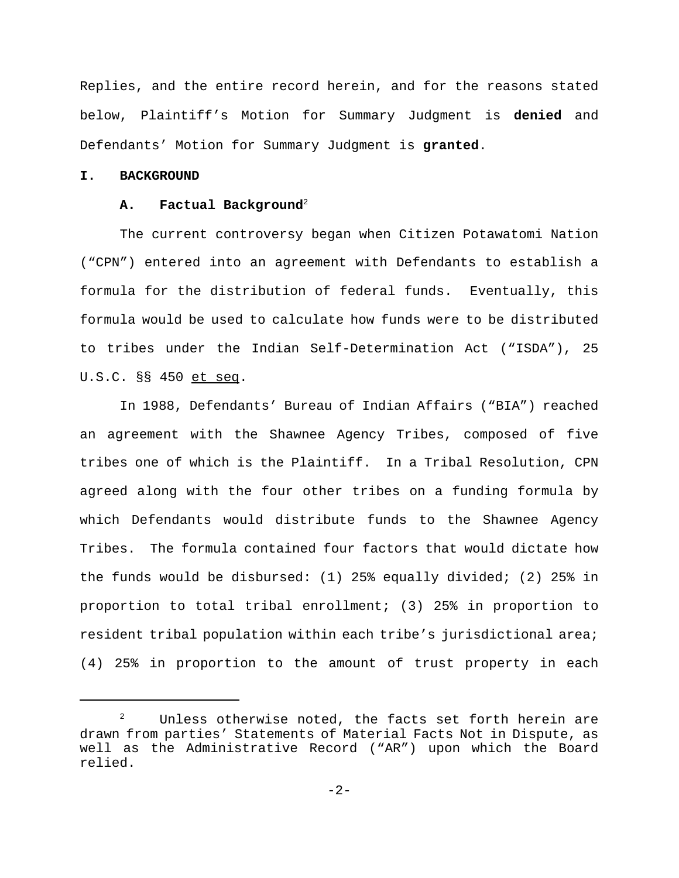Replies, and the entire record herein, and for the reasons stated below, Plaintiff's Motion for Summary Judgment is **denied** and Defendants' Motion for Summary Judgment is **granted**.

## I. BACKGROUND

### A. Factual Background[2]

The current controversy began when Citizen Potawatomi Nation ("CPN") entered into an agreement with Defendants to establish a formula for the distribution of federal funds. Eventually, this formula would be used to calculate how funds were to be distributed to tribes under the Indian Self-Determination Act ("ISDA"), 25 U.S.C. §§ 450 et seq.

In 1988, Defendants' Bureau of Indian Affairs ("BIA") reached an agreement with the Shawnee Agency Tribes, composed of five tribes one of which is the Plaintiff. In a Tribal Resolution, CPN agreed along with the four other tribes on a funding formula by which Defendants would distribute funds to the Shawnee Agency Tribes. The formula contained four factors that would dictate how the funds would be disbursed: (1) 25% equally divided; (2) 25% in proportion to total tribal enrollment; (3) 25% in proportion to resident tribal population within each tribe's jurisdictional area; (4) 25% in proportion to the amount of trust property in each

---

[2] Unless otherwise noted, the facts set forth herein are drawn from parties' Statements of Material Facts Not in Dispute, as well as the Administrative Record ("AR") upon which the Board relied.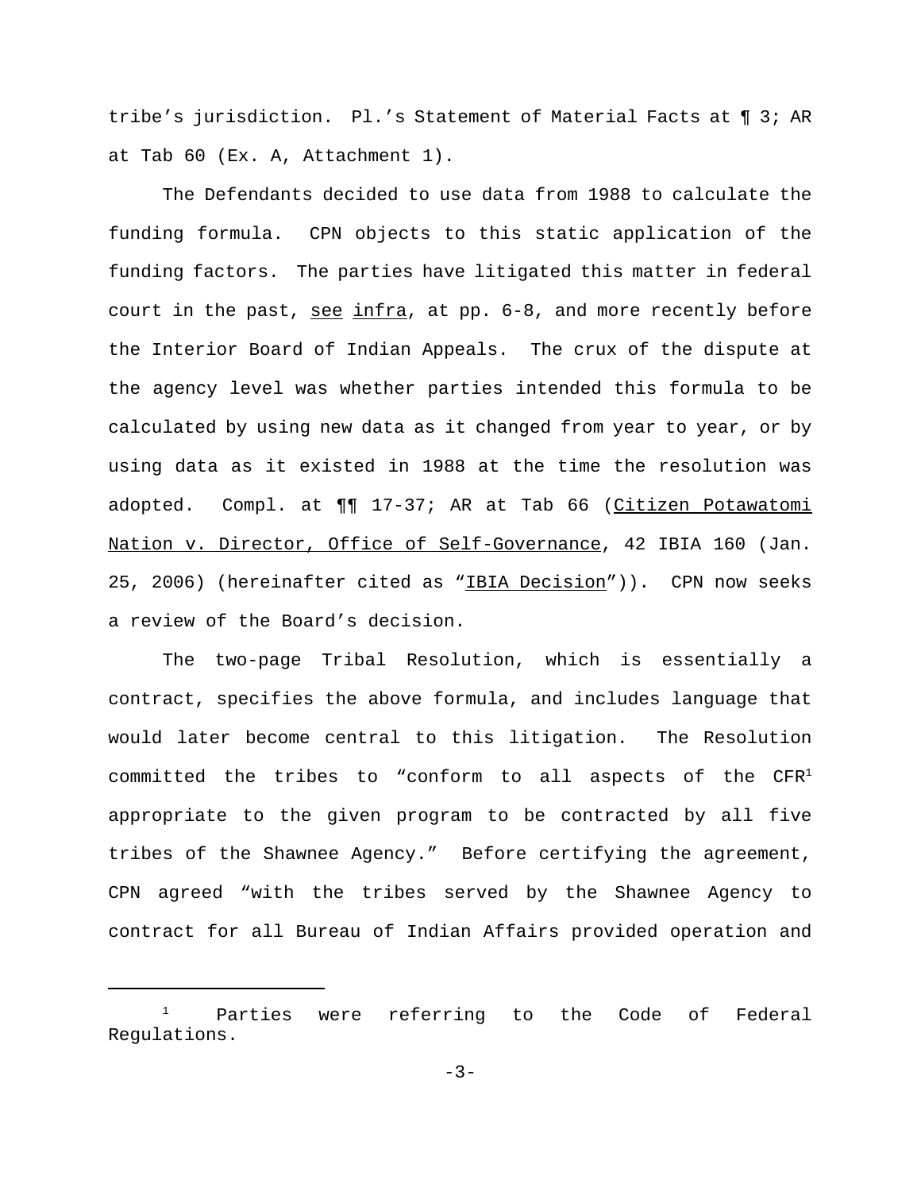tribe's jurisdiction. Pl.'s Statement of Material Facts at ¶ 3; AR at Tab 60 (Ex. A, Attachment 1).

The Defendants decided to use data from 1988 to calculate the funding formula. CPN objects to this static application of the funding factors. The parties have litigated this matter in federal court in the past, see infra, at pp. 6-8, and more recently before the Interior Board of Indian Appeals. The crux of the dispute at the agency level was whether parties intended this formula to be calculated by using new data as it changed from year to year, or by using data as it existed in 1988 at the time the resolution was adopted. Compl. at ¶¶ 17-37; AR at Tab 66 (Citizen Potawatomi Nation v. Director, Office of Self-Governance, 42 IBIA 160 (Jan. 25, 2006) (hereinafter cited as "IBIA Decision")). CPN now seeks a review of the Board's decision.

The two-page Tribal Resolution, which is essentially a contract, specifies the above formula, and includes language that would later become central to this litigation. The Resolution committed the tribes to "conform to all aspects of the CFR[1] appropriate to the given program to be contracted by all five tribes of the Shawnee Agency." Before certifying the agreement, CPN agreed "with the tribes served by the Shawnee Agency to contract for all Bureau of Indian Affairs provided operation and

---

[1] Parties were referring to the Code of Federal Regulations.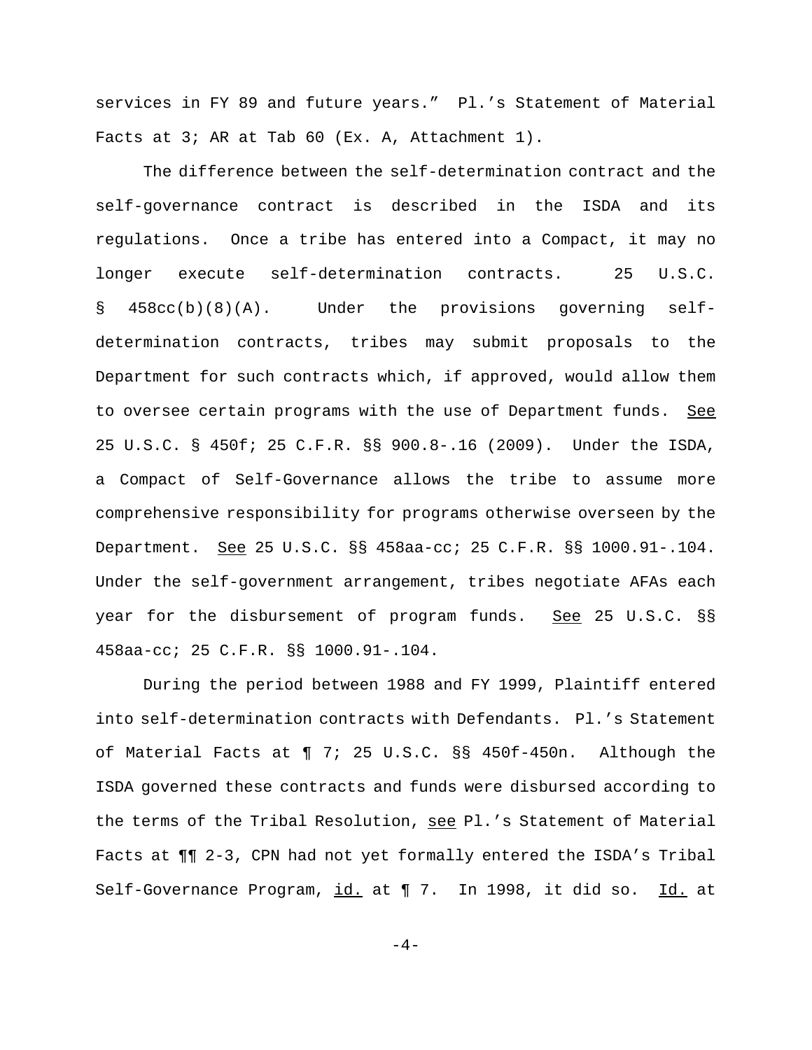services in FY 89 and future years." Pl.'s Statement of Material Facts at 3; AR at Tab 60 (Ex. A, Attachment 1).

The difference between the self-determination contract and the self-governance contract is described in the ISDA and its regulations. Once a tribe has entered into a Compact, it may no longer execute self-determination contracts. 25 U.S.C. § 458cc(b)(8)(A). Under the provisions governing self-determination contracts, tribes may submit proposals to the Department for such contracts which, if approved, would allow them to oversee certain programs with the use of Department funds. See 25 U.S.C. § 450f; 25 C.F.R. §§ 900.8-.16 (2009). Under the ISDA, a Compact of Self-Governance allows the tribe to assume more comprehensive responsibility for programs otherwise overseen by the Department. See 25 U.S.C. §§ 458aa-cc; 25 C.F.R. §§ 1000.91-.104. Under the self-government arrangement, tribes negotiate AFAs each year for the disbursement of program funds. See 25 U.S.C. §§ 458aa-cc; 25 C.F.R. §§ 1000.91-.104.

During the period between 1988 and FY 1999, Plaintiff entered into self-determination contracts with Defendants. Pl.'s Statement of Material Facts at ¶ 7; 25 U.S.C. §§ 450f-450n. Although the ISDA governed these contracts and funds were disbursed according to the terms of the Tribal Resolution, see Pl.'s Statement of Material Facts at ¶¶ 2-3, CPN had not yet formally entered the ISDA's Tribal Self-Governance Program, id. at ¶ 7. In 1998, it did so. Id. at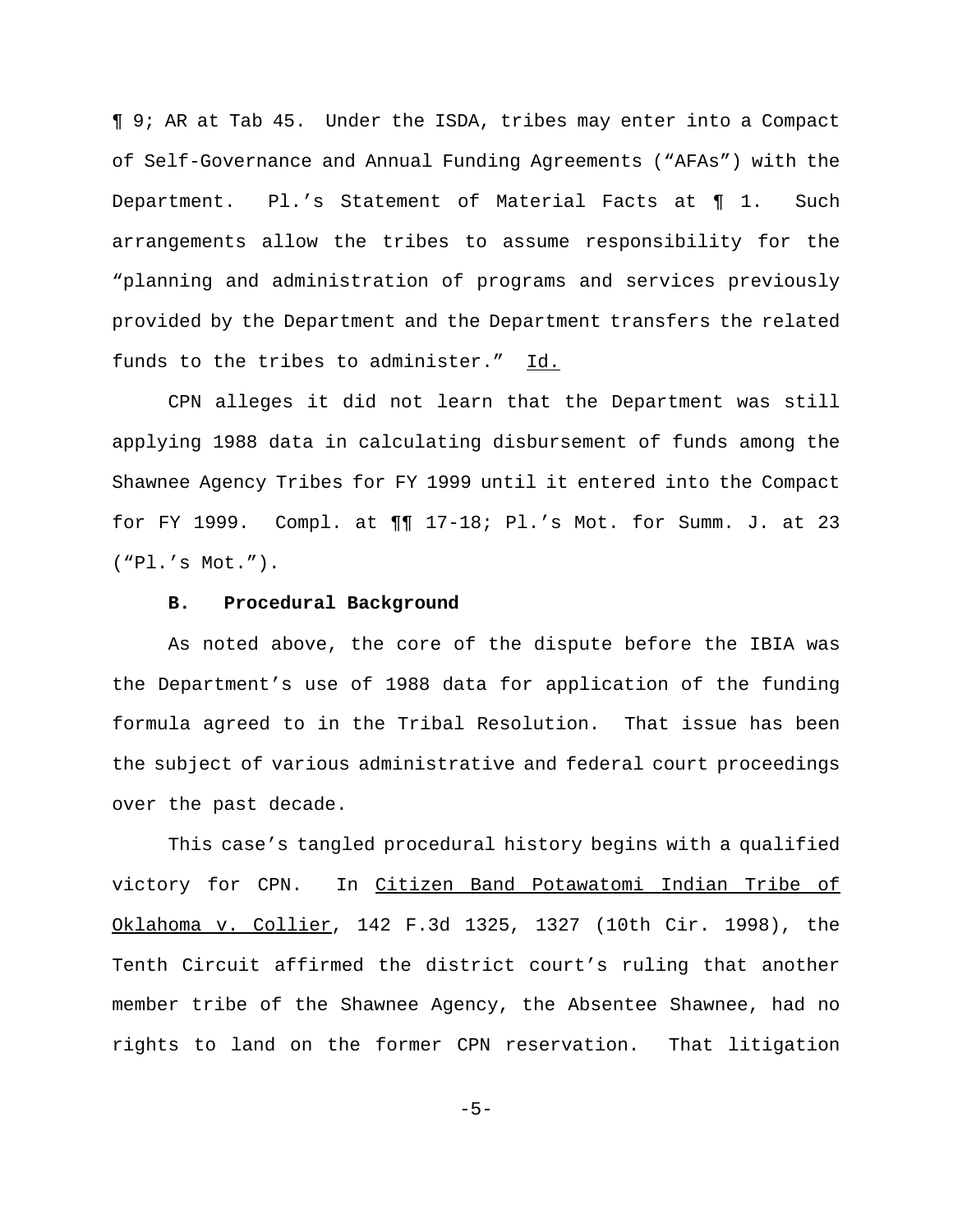¶ 9; AR at Tab 45. Under the ISDA, tribes may enter into a Compact of Self-Governance and Annual Funding Agreements ("AFAs") with the Department. Pl.'s Statement of Material Facts at ¶ 1. Such arrangements allow the tribes to assume responsibility for the "planning and administration of programs and services previously provided by the Department and the Department transfers the related funds to the tribes to administer." Id.

CPN alleges it did not learn that the Department was still applying 1988 data in calculating disbursement of funds among the Shawnee Agency Tribes for FY 1999 until it entered into the Compact for FY 1999. Compl. at ¶¶ 17-18; Pl.'s Mot. for Summ. J. at 23 ("Pl.'s Mot.").

**B. Procedural Background**

As noted above, the core of the dispute before the IBIA was the Department's use of 1988 data for application of the funding formula agreed to in the Tribal Resolution. That issue has been the subject of various administrative and federal court proceedings over the past decade.

This case's tangled procedural history begins with a qualified victory for CPN. In Citizen Band Potawatomi Indian Tribe of Oklahoma v. Collier, 142 F.3d 1325, 1327 (10th Cir. 1998), the Tenth Circuit affirmed the district court's ruling that another member tribe of the Shawnee Agency, the Absentee Shawnee, had no rights to land on the former CPN reservation. That litigation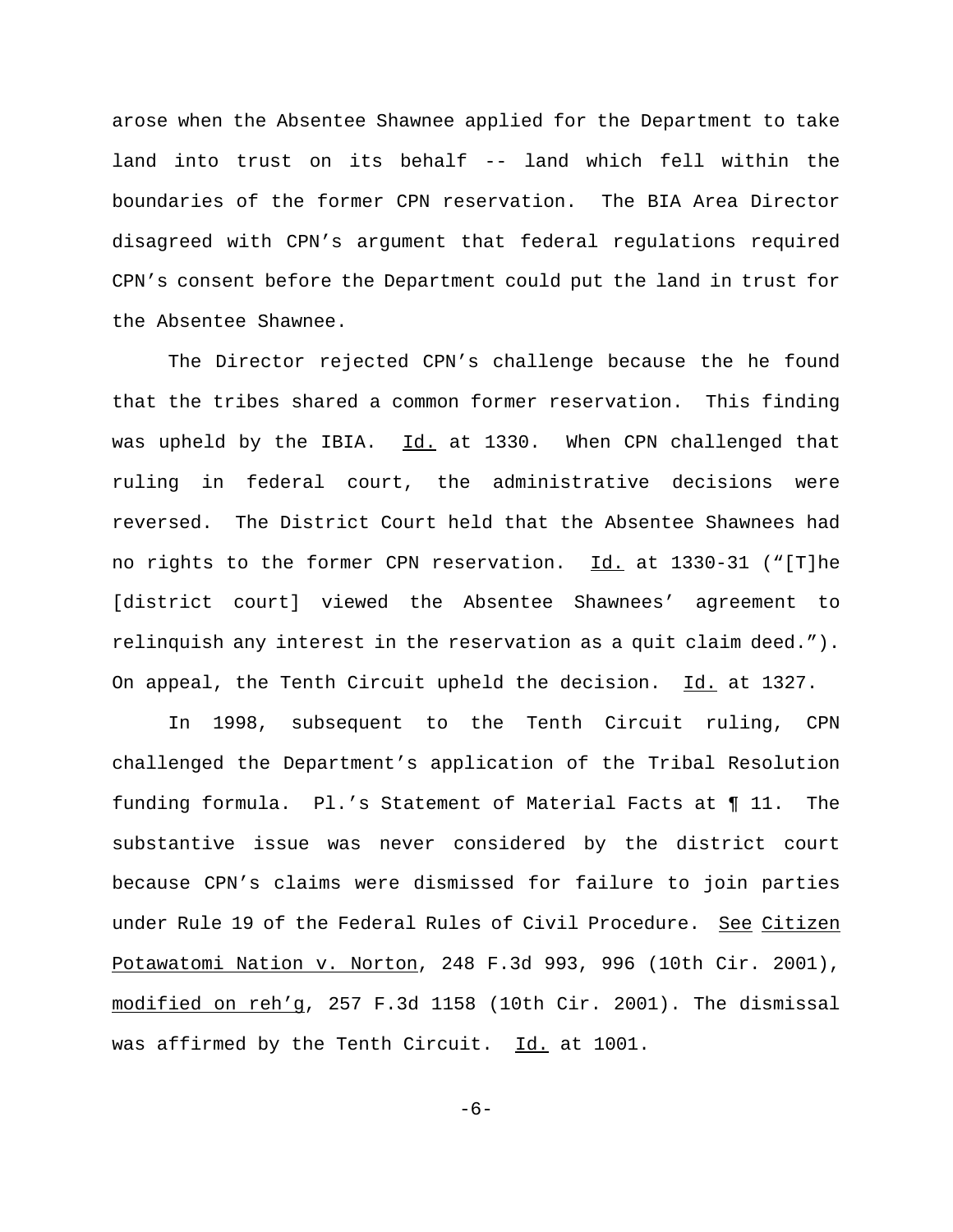arose when the Absentee Shawnee applied for the Department to take land into trust on its behalf -- land which fell within the boundaries of the former CPN reservation. The BIA Area Director disagreed with CPN's argument that federal regulations required CPN's consent before the Department could put the land in trust for the Absentee Shawnee.

The Director rejected CPN's challenge because the he found that the tribes shared a common former reservation. This finding was upheld by the IBIA. Id. at 1330. When CPN challenged that ruling in federal court, the administrative decisions were reversed. The District Court held that the Absentee Shawnees had no rights to the former CPN reservation. Id. at 1330-31 ("[T]he [district court] viewed the Absentee Shawnees' agreement to relinquish any interest in the reservation as a quit claim deed."). On appeal, the Tenth Circuit upheld the decision. Id. at 1327.

In 1998, subsequent to the Tenth Circuit ruling, CPN challenged the Department's application of the Tribal Resolution funding formula. Pl.'s Statement of Material Facts at ¶ 11. The substantive issue was never considered by the district court because CPN's claims were dismissed for failure to join parties under Rule 19 of the Federal Rules of Civil Procedure. See Citizen Potawatomi Nation v. Norton, 248 F.3d 993, 996 (10th Cir. 2001), modified on reh'g, 257 F.3d 1158 (10th Cir. 2001). The dismissal was affirmed by the Tenth Circuit. Id. at 1001.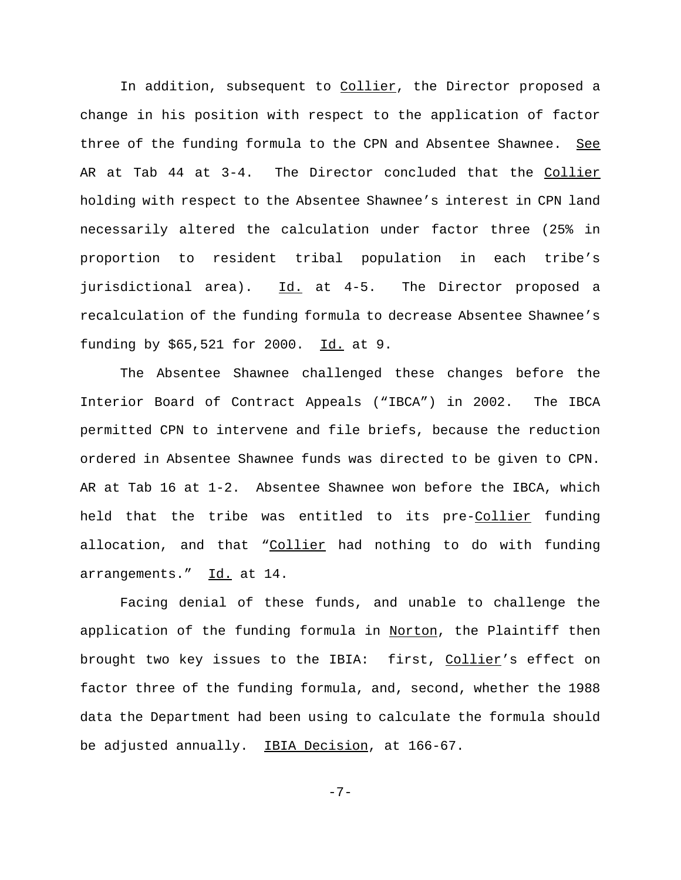In addition, subsequent to Collier, the Director proposed a change in his position with respect to the application of factor three of the funding formula to the CPN and Absentee Shawnee. See AR at Tab 44 at 3-4. The Director concluded that the Collier holding with respect to the Absentee Shawnee's interest in CPN land necessarily altered the calculation under factor three (25% in proportion to resident tribal population in each tribe's jurisdictional area). Id. at 4-5. The Director proposed a recalculation of the funding formula to decrease Absentee Shawnee's funding by $65,521 for 2000. Id. at 9.

The Absentee Shawnee challenged these changes before the Interior Board of Contract Appeals ("IBCA") in 2002. The IBCA permitted CPN to intervene and file briefs, because the reduction ordered in Absentee Shawnee funds was directed to be given to CPN. AR at Tab 16 at 1-2. Absentee Shawnee won before the IBCA, which held that the tribe was entitled to its pre-Collier funding allocation, and that "Collier had nothing to do with funding arrangements." Id. at 14.

Facing denial of these funds, and unable to challenge the application of the funding formula in Norton, the Plaintiff then brought two key issues to the IBIA: first, Collier's effect on factor three of the funding formula, and, second, whether the 1988 data the Department had been using to calculate the formula should be adjusted annually. IBIA Decision, at 166-67.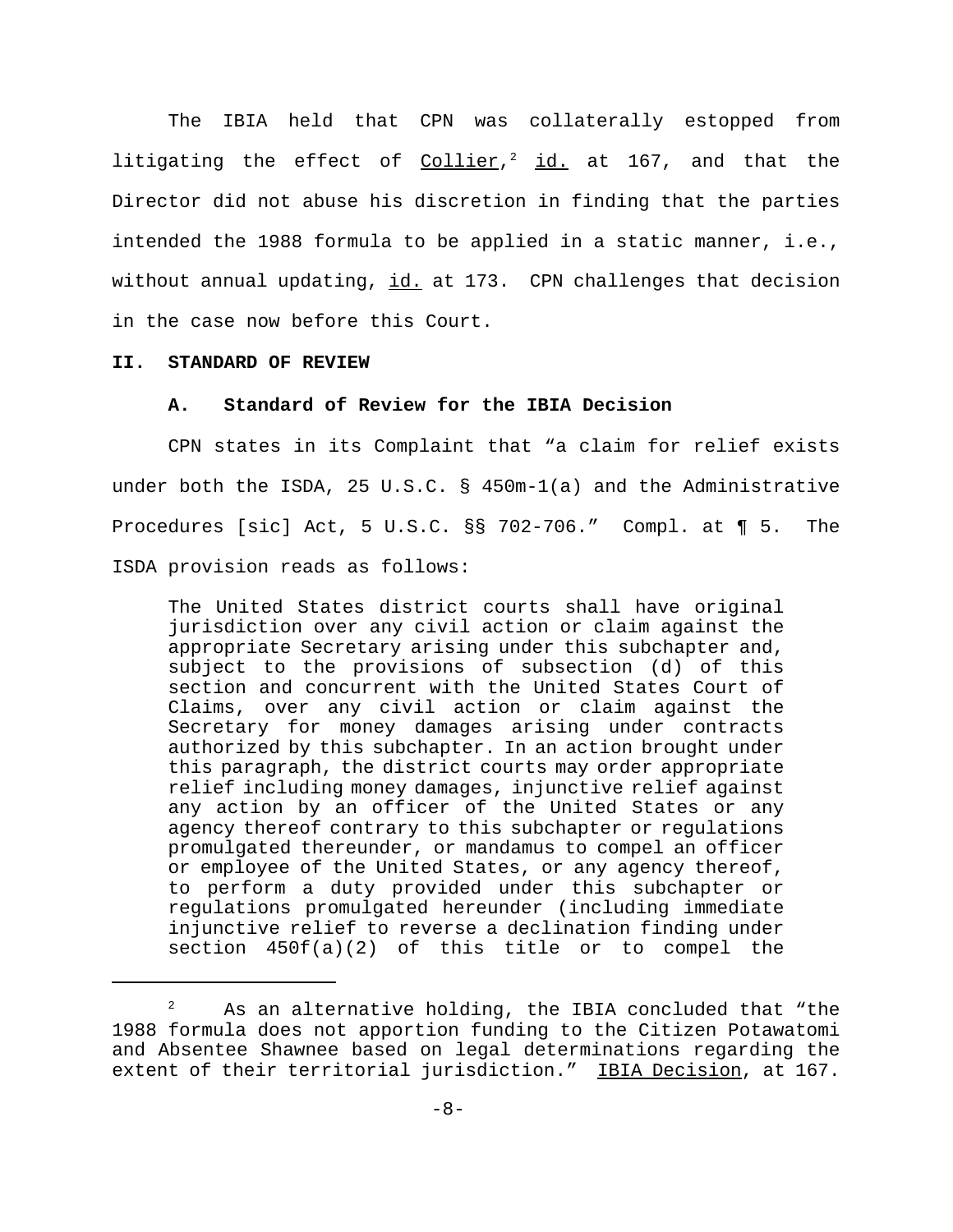The IBIA held that CPN was collaterally estopped from litigating the effect of Collier,[2] id. at 167, and that the Director did not abuse his discretion in finding that the parties intended the 1988 formula to be applied in a static manner, i.e., without annual updating, id. at 173. CPN challenges that decision in the case now before this Court.

## II. STANDARD OF REVIEW

### A. Standard of Review for the IBIA Decision

CPN states in its Complaint that "a claim for relief exists under both the ISDA, 25 U.S.C. § 450m-1(a) and the Administrative Procedures [sic] Act, 5 U.S.C. §§ 702-706." Compl. at ¶ 5. The ISDA provision reads as follows:

> The United States district courts shall have original jurisdiction over any civil action or claim against the appropriate Secretary arising under this subchapter and, subject to the provisions of subsection (d) of this section and concurrent with the United States Court of Claims, over any civil action or claim against the Secretary for money damages arising under contracts authorized by this subchapter. In an action brought under this paragraph, the district courts may order appropriate relief including money damages, injunctive relief against any action by an officer of the United States or any agency thereof contrary to this subchapter or regulations promulgated thereunder, or mandamus to compel an officer or employee of the United States, or any agency thereof, to perform a duty provided under this subchapter or regulations promulgated hereunder (including immediate injunctive relief to reverse a declination finding under section 450f(a)(2) of this title or to compel the

---

[2] As an alternative holding, the IBIA concluded that "the 1988 formula does not apportion funding to the Citizen Potawatomi and Absentee Shawnee based on legal determinations regarding the extent of their territorial jurisdiction." IBIA Decision, at 167.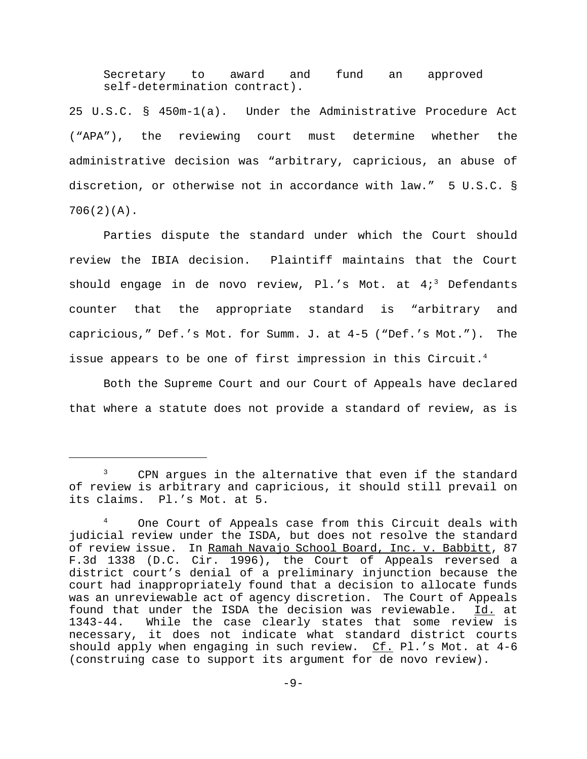Secretary to award and fund an approved self-determination contract).

25 U.S.C. § 450m-1(a). Under the Administrative Procedure Act ("APA"), the reviewing court must determine whether the administrative decision was "arbitrary, capricious, an abuse of discretion, or otherwise not in accordance with law." 5 U.S.C. § 706(2)(A).

Parties dispute the standard under which the Court should review the IBIA decision. Plaintiff maintains that the Court should engage in de novo review, Pl.'s Mot. at 4;[3] Defendants counter that the appropriate standard is "arbitrary and capricious," Def.'s Mot. for Summ. J. at 4-5 ("Def.'s Mot."). The issue appears to be one of first impression in this Circuit.[4]

Both the Supreme Court and our Court of Appeals have declared that where a statute does not provide a standard of review, as is

---

[3] CPN argues in the alternative that even if the standard of review is arbitrary and capricious, it should still prevail on its claims. Pl.'s Mot. at 5.

[4] One Court of Appeals case from this Circuit deals with judicial review under the ISDA, but does not resolve the standard of review issue. In Ramah Navajo School Board, Inc. v. Babbitt, 87 F.3d 1338 (D.C. Cir. 1996), the Court of Appeals reversed a district court's denial of a preliminary injunction because the court had inappropriately found that a decision to allocate funds was an unreviewable act of agency discretion. The Court of Appeals found that under the ISDA the decision was reviewable. Id. at 1343-44. While the case clearly states that some review is necessary, it does not indicate what standard district courts should apply when engaging in such review. Cf. Pl.'s Mot. at 4-6 (construing case to support its argument for de novo review).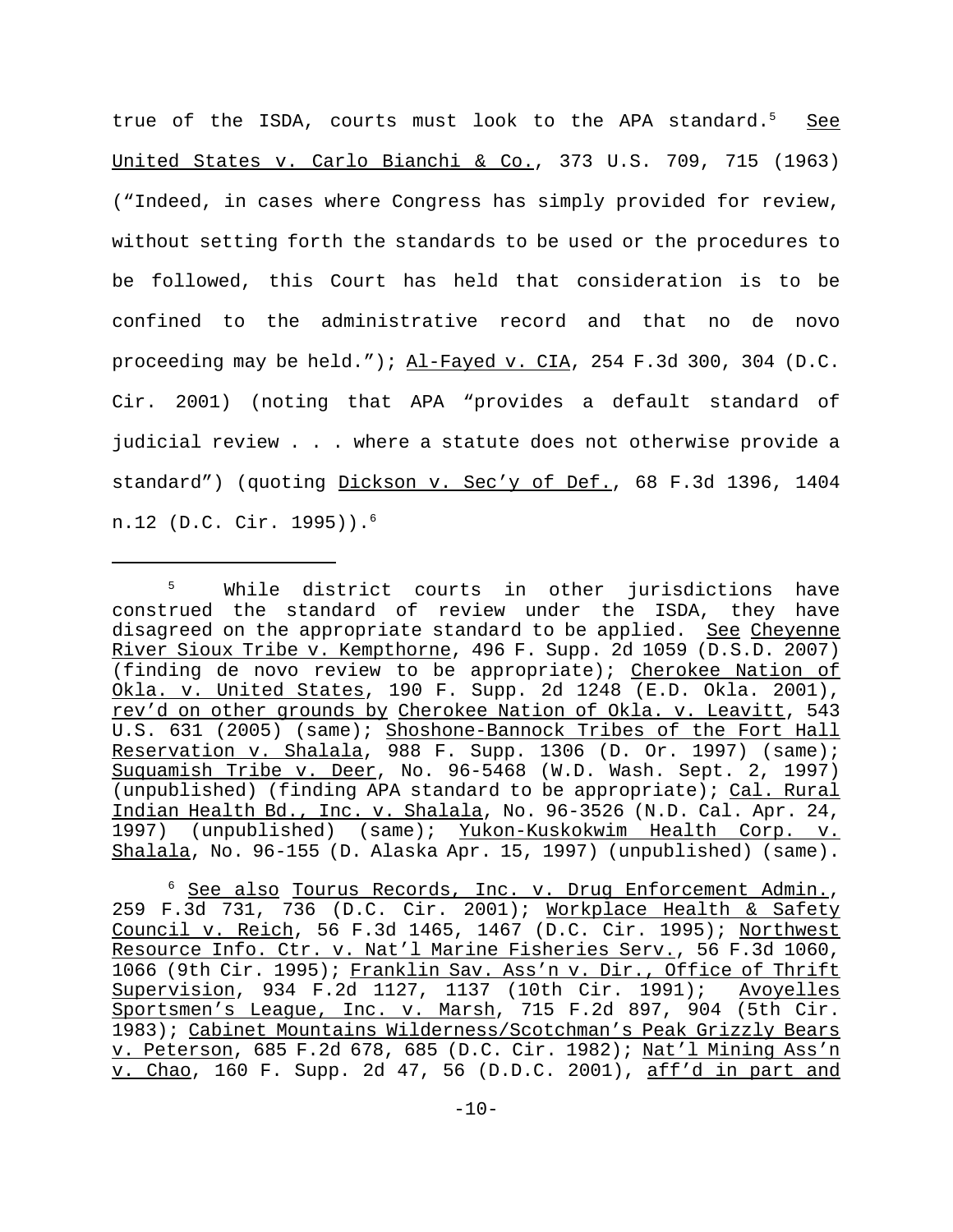true of the ISDA, courts must look to the APA standard.[5] See United States v. Carlo Bianchi & Co., 373 U.S. 709, 715 (1963) ("Indeed, in cases where Congress has simply provided for review, without setting forth the standards to be used or the procedures to be followed, this Court has held that consideration is to be confined to the administrative record and that no de novo proceeding may be held."); Al-Fayed v. CIA, 254 F.3d 300, 304 (D.C. Cir. 2001) (noting that APA "provides a default standard of judicial review . . . where a statute does not otherwise provide a standard") (quoting Dickson v. Sec'y of Def., 68 F.3d 1396, 1404 n.12 (D.C. Cir. 1995)).[6]

---

[5] While district courts in other jurisdictions have construed the standard of review under the ISDA, they have disagreed on the appropriate standard to be applied. See Cheyenne River Sioux Tribe v. Kempthorne, 496 F. Supp. 2d 1059 (D.S.D. 2007) (finding de novo review to be appropriate); Cherokee Nation of Okla. v. United States, 190 F. Supp. 2d 1248 (E.D. Okla. 2001), rev'd on other grounds by Cherokee Nation of Okla. v. Leavitt, 543 U.S. 631 (2005) (same); Shoshone-Bannock Tribes of the Fort Hall Reservation v. Shalala, 988 F. Supp. 1306 (D. Or. 1997) (same); Suquamish Tribe v. Deer, No. 96-5468 (W.D. Wash. Sept. 2, 1997) (unpublished) (finding APA standard to be appropriate); Cal. Rural Indian Health Bd., Inc. v. Shalala, No. 96-3526 (N.D. Cal. Apr. 24, 1997) (unpublished) (same); Yukon-Kuskokwim Health Corp. v. Shalala, No. 96-155 (D. Alaska Apr. 15, 1997) (unpublished) (same).

[6] See also Tourus Records, Inc. v. Drug Enforcement Admin., 259 F.3d 731, 736 (D.C. Cir. 2001); Workplace Health & Safety Council v. Reich, 56 F.3d 1465, 1467 (D.C. Cir. 1995); Northwest Resource Info. Ctr. v. Nat'l Marine Fisheries Serv., 56 F.3d 1060, 1066 (9th Cir. 1995); Franklin Sav. Ass'n v. Dir., Office of Thrift Supervision, 934 F.2d 1127, 1137 (10th Cir. 1991); Avoyelles Sportsmen's League, Inc. v. Marsh, 715 F.2d 897, 904 (5th Cir. 1983); Cabinet Mountains Wilderness/Scotchman's Peak Grizzly Bears v. Peterson, 685 F.2d 678, 685 (D.C. Cir. 1982); Nat'l Mining Ass'n v. Chao, 160 F. Supp. 2d 47, 56 (D.D.C. 2001), aff'd in part and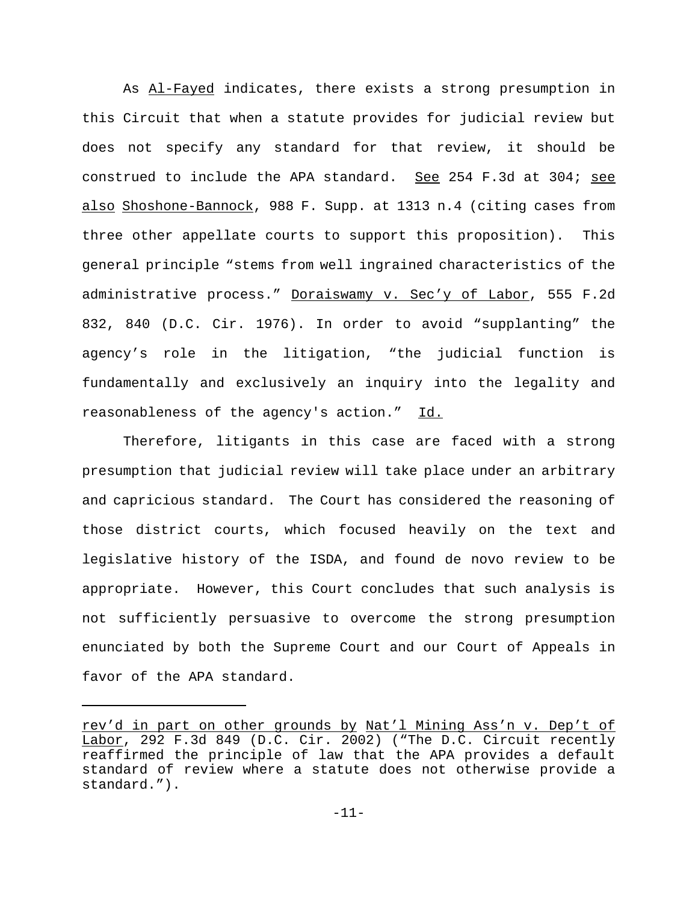As _Al-Fayed_ indicates, there exists a strong presumption in this Circuit that when a statute provides for judicial review but does not specify any standard for that review, it should be construed to include the APA standard. _See_ 254 F.3d at 304; _see also_ _Shoshone-Bannock_, 988 F. Supp. at 1313 n.4 (citing cases from three other appellate courts to support this proposition). This general principle "stems from well ingrained characteristics of the administrative process." _Doraiswamy v. Sec'y of Labor_, 555 F.2d 832, 840 (D.C. Cir. 1976). In order to avoid "supplanting" the agency's role in the litigation, "the judicial function is fundamentally and exclusively an inquiry into the legality and reasonableness of the agency's action." _Id._

Therefore, litigants in this case are faced with a strong presumption that judicial review will take place under an arbitrary and capricious standard. The Court has considered the reasoning of those district courts, which focused heavily on the text and legislative history of the ISDA, and found de novo review to be appropriate. However, this Court concludes that such analysis is not sufficiently persuasive to overcome the strong presumption enunciated by both the Supreme Court and our Court of Appeals in favor of the APA standard.

---

_rev'd in part on other grounds by_ _Nat'l Mining Ass'n v. Dep't of Labor_, 292 F.3d 849 (D.C. Cir. 2002) ("The D.C. Circuit recently reaffirmed the principle of law that the APA provides a default standard of review where a statute does not otherwise provide a standard.").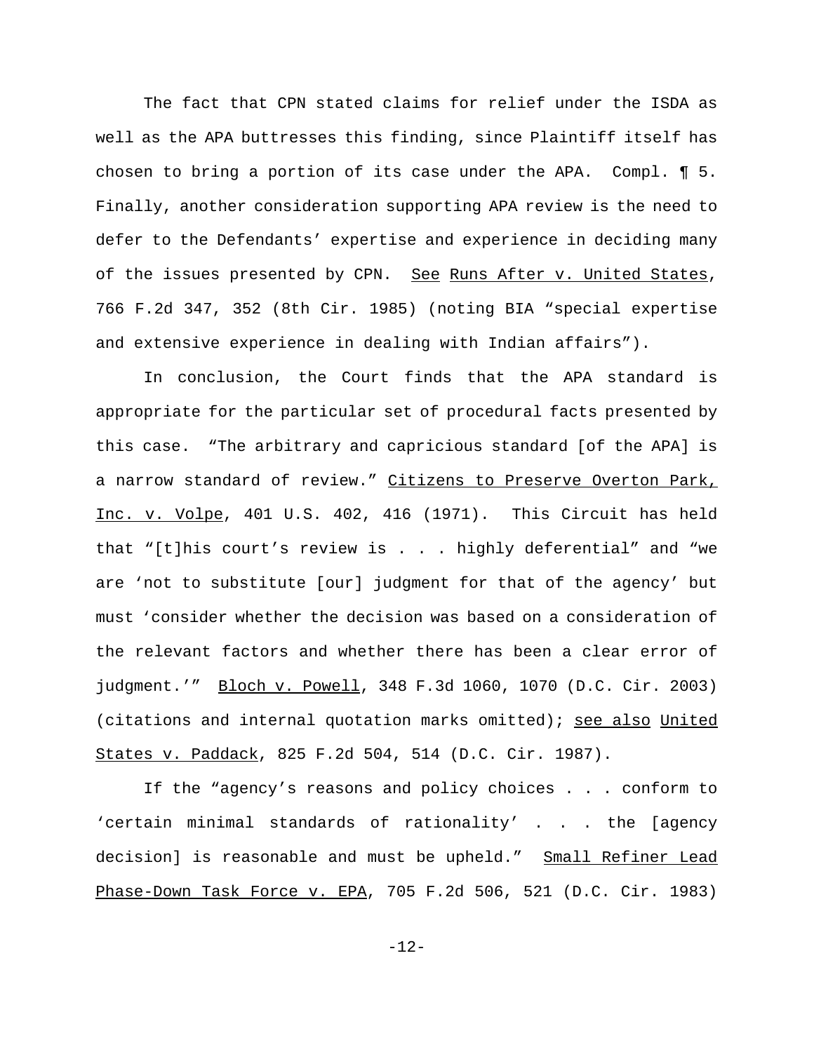The fact that CPN stated claims for relief under the ISDA as well as the APA buttresses this finding, since Plaintiff itself has chosen to bring a portion of its case under the APA. Compl. ¶ 5. Finally, another consideration supporting APA review is the need to defer to the Defendants' expertise and experience in deciding many of the issues presented by CPN. See Runs After v. United States, 766 F.2d 347, 352 (8th Cir. 1985) (noting BIA "special expertise and extensive experience in dealing with Indian affairs").

In conclusion, the Court finds that the APA standard is appropriate for the particular set of procedural facts presented by this case. "The arbitrary and capricious standard [of the APA] is a narrow standard of review." Citizens to Preserve Overton Park, Inc. v. Volpe, 401 U.S. 402, 416 (1971). This Circuit has held that "[t]his court's review is . . . highly deferential" and "we are 'not to substitute [our] judgment for that of the agency' but must 'consider whether the decision was based on a consideration of the relevant factors and whether there has been a clear error of judgment.'" Bloch v. Powell, 348 F.3d 1060, 1070 (D.C. Cir. 2003) (citations and internal quotation marks omitted); see also United States v. Paddack, 825 F.2d 504, 514 (D.C. Cir. 1987).

If the "agency's reasons and policy choices . . . conform to 'certain minimal standards of rationality' . . . the [agency decision] is reasonable and must be upheld." Small Refiner Lead Phase-Down Task Force v. EPA, 705 F.2d 506, 521 (D.C. Cir. 1983)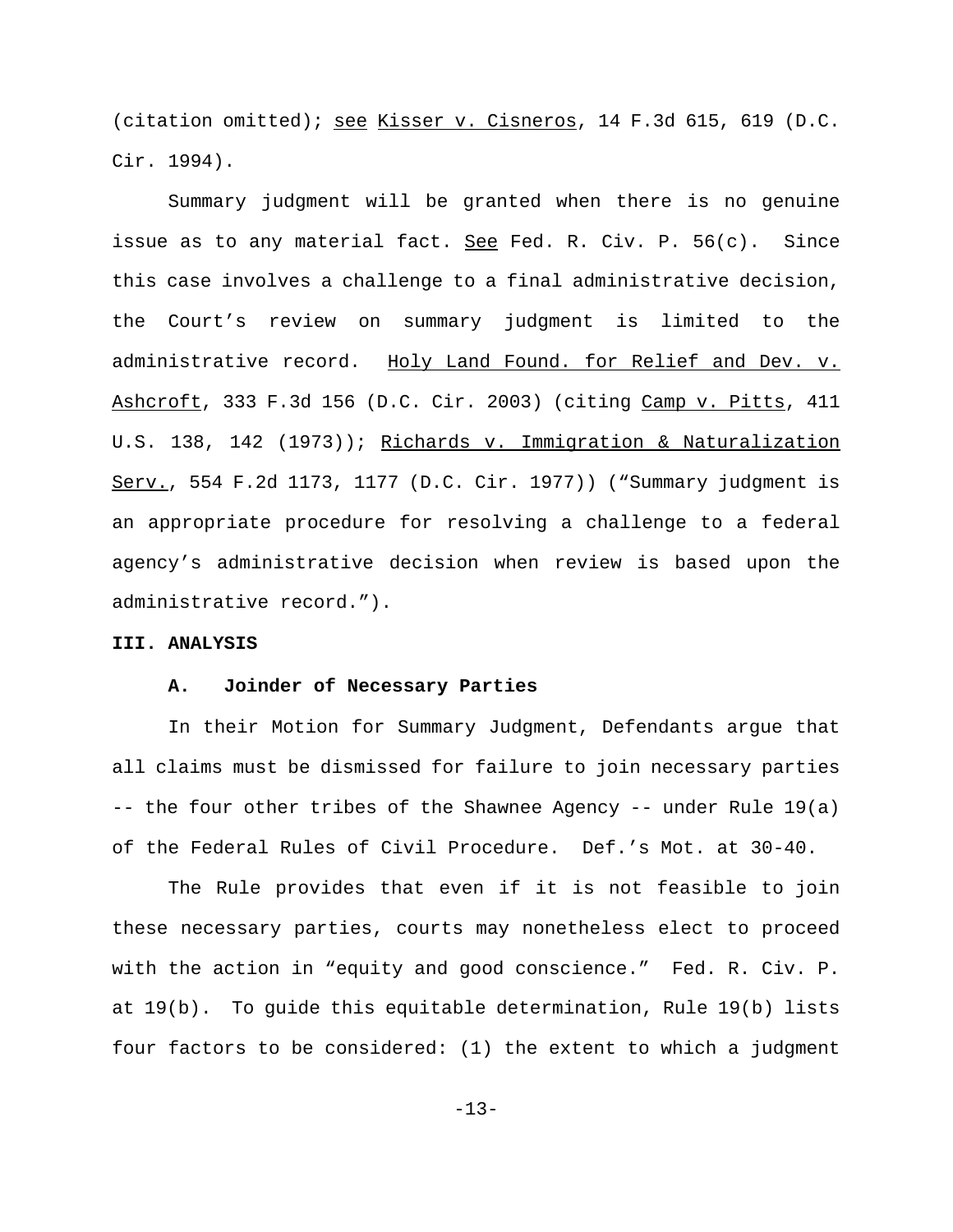(citation omitted); see Kisser v. Cisneros, 14 F.3d 615, 619 (D.C. Cir. 1994).

Summary judgment will be granted when there is no genuine issue as to any material fact. See Fed. R. Civ. P. 56(c). Since this case involves a challenge to a final administrative decision, the Court's review on summary judgment is limited to the administrative record. Holy Land Found. for Relief and Dev. v. Ashcroft, 333 F.3d 156 (D.C. Cir. 2003) (citing Camp v. Pitts, 411 U.S. 138, 142 (1973)); Richards v. Immigration & Naturalization Serv., 554 F.2d 1173, 1177 (D.C. Cir. 1977)) ("Summary judgment is an appropriate procedure for resolving a challenge to a federal agency's administrative decision when review is based upon the administrative record.").

## III. ANALYSIS

### A. Joinder of Necessary Parties

In their Motion for Summary Judgment, Defendants argue that all claims must be dismissed for failure to join necessary parties -- the four other tribes of the Shawnee Agency -- under Rule 19(a) of the Federal Rules of Civil Procedure. Def.'s Mot. at 30-40.

The Rule provides that even if it is not feasible to join these necessary parties, courts may nonetheless elect to proceed with the action in "equity and good conscience." Fed. R. Civ. P. at 19(b). To guide this equitable determination, Rule 19(b) lists four factors to be considered: (1) the extent to which a judgment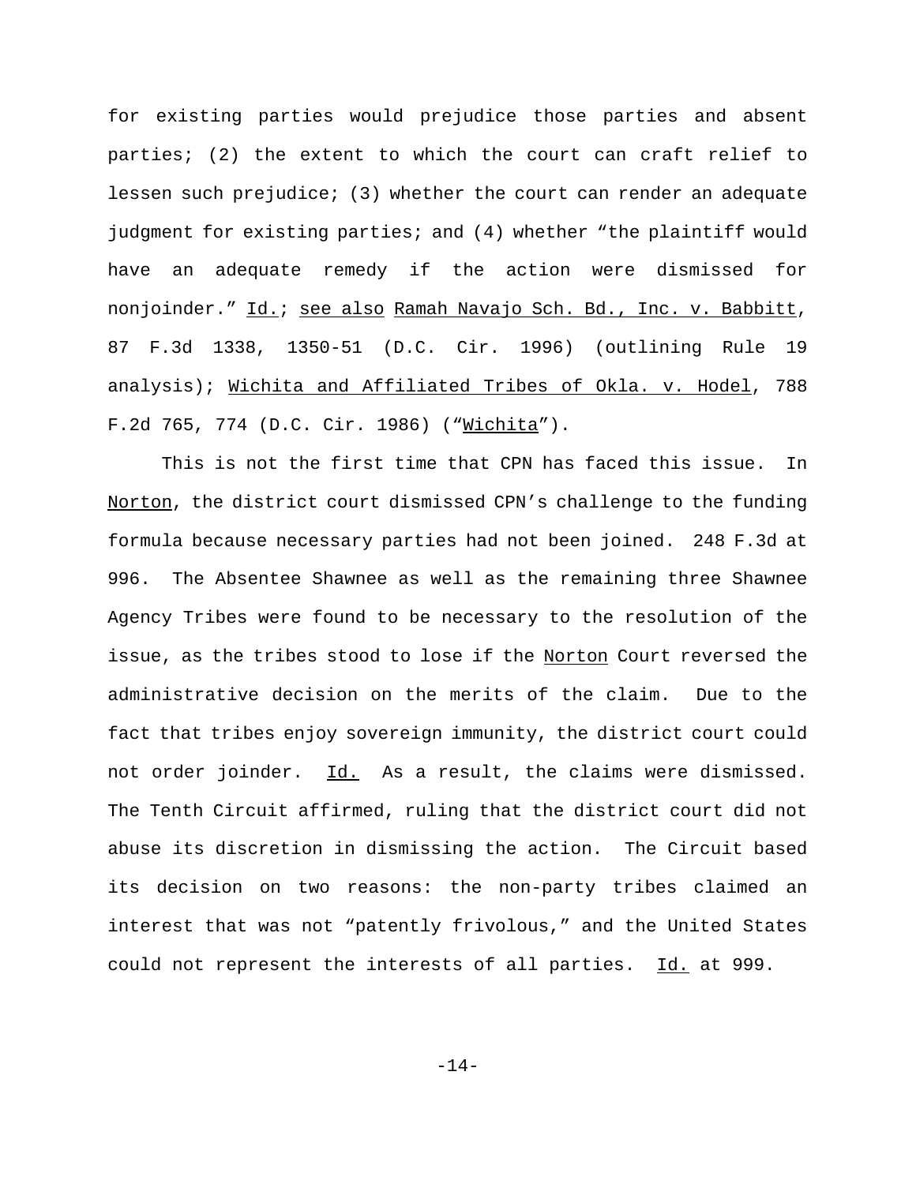for existing parties would prejudice those parties and absent parties; (2) the extent to which the court can craft relief to lessen such prejudice; (3) whether the court can render an adequate judgment for existing parties; and (4) whether "the plaintiff would have an adequate remedy if the action were dismissed for nonjoinder." Id.; see also Ramah Navajo Sch. Bd., Inc. v. Babbitt, 87 F.3d 1338, 1350-51 (D.C. Cir. 1996) (outlining Rule 19 analysis); Wichita and Affiliated Tribes of Okla. v. Hodel, 788 F.2d 765, 774 (D.C. Cir. 1986) ("Wichita").

This is not the first time that CPN has faced this issue. In Norton, the district court dismissed CPN's challenge to the funding formula because necessary parties had not been joined. 248 F.3d at 996. The Absentee Shawnee as well as the remaining three Shawnee Agency Tribes were found to be necessary to the resolution of the issue, as the tribes stood to lose if the Norton Court reversed the administrative decision on the merits of the claim. Due to the fact that tribes enjoy sovereign immunity, the district court could not order joinder. Id. As a result, the claims were dismissed. The Tenth Circuit affirmed, ruling that the district court did not abuse its discretion in dismissing the action. The Circuit based its decision on two reasons: the non-party tribes claimed an interest that was not "patently frivolous," and the United States could not represent the interests of all parties. Id. at 999.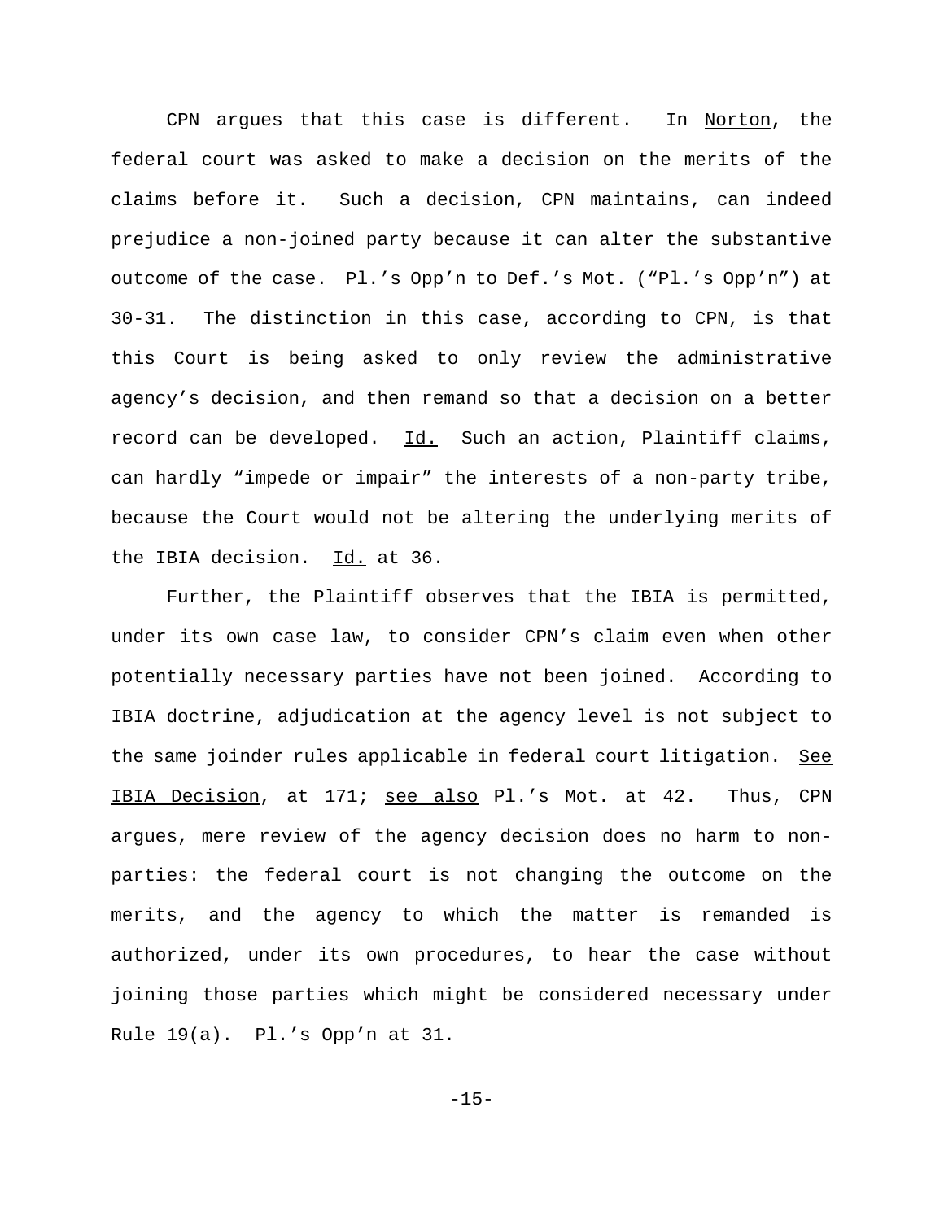CPN argues that this case is different. In Norton, the federal court was asked to make a decision on the merits of the claims before it. Such a decision, CPN maintains, can indeed prejudice a non-joined party because it can alter the substantive outcome of the case. Pl.'s Opp'n to Def.'s Mot. ("Pl.'s Opp'n") at 30-31. The distinction in this case, according to CPN, is that this Court is being asked to only review the administrative agency's decision, and then remand so that a decision on a better record can be developed. Id. Such an action, Plaintiff claims, can hardly "impede or impair" the interests of a non-party tribe, because the Court would not be altering the underlying merits of the IBIA decision. Id. at 36.

Further, the Plaintiff observes that the IBIA is permitted, under its own case law, to consider CPN's claim even when other potentially necessary parties have not been joined. According to IBIA doctrine, adjudication at the agency level is not subject to the same joinder rules applicable in federal court litigation. See IBIA Decision, at 171; see also Pl.'s Mot. at 42. Thus, CPN argues, mere review of the agency decision does no harm to non-parties: the federal court is not changing the outcome on the merits, and the agency to which the matter is remanded is authorized, under its own procedures, to hear the case without joining those parties which might be considered necessary under Rule 19(a). Pl.'s Opp'n at 31.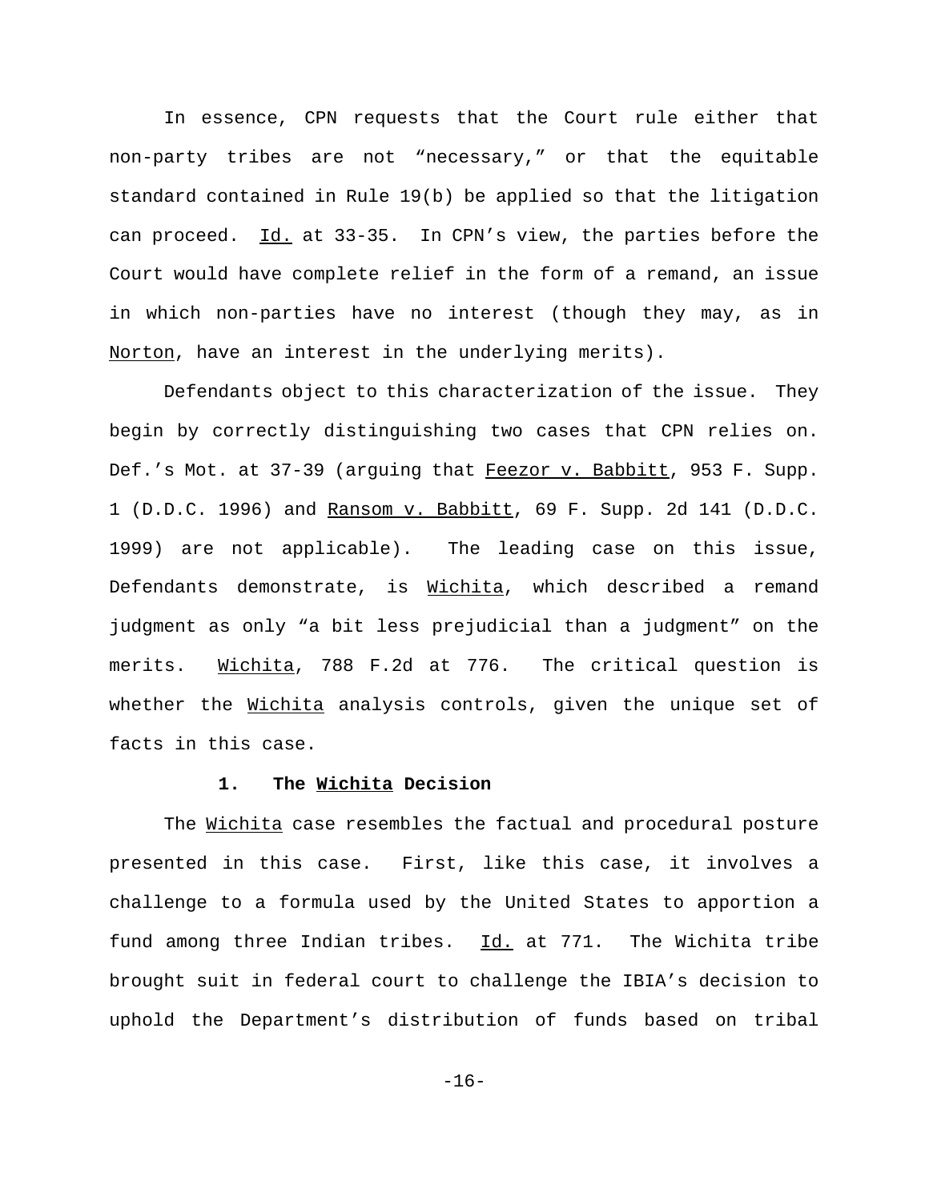In essence, CPN requests that the Court rule either that non-party tribes are not "necessary," or that the equitable standard contained in Rule 19(b) be applied so that the litigation can proceed. Id. at 33-35. In CPN's view, the parties before the Court would have complete relief in the form of a remand, an issue in which non-parties have no interest (though they may, as in Norton, have an interest in the underlying merits).

Defendants object to this characterization of the issue. They begin by correctly distinguishing two cases that CPN relies on. Def.'s Mot. at 37-39 (arguing that Feezor v. Babbitt, 953 F. Supp. 1 (D.D.C. 1996) and Ransom v. Babbitt, 69 F. Supp. 2d 141 (D.D.C. 1999) are not applicable). The leading case on this issue, Defendants demonstrate, is Wichita, which described a remand judgment as only "a bit less prejudicial than a judgment" on the merits. Wichita, 788 F.2d at 776. The critical question is whether the Wichita analysis controls, given the unique set of facts in this case.

### 1. The Wichita Decision

The Wichita case resembles the factual and procedural posture presented in this case. First, like this case, it involves a challenge to a formula used by the United States to apportion a fund among three Indian tribes. Id. at 771. The Wichita tribe brought suit in federal court to challenge the IBIA's decision to uphold the Department's distribution of funds based on tribal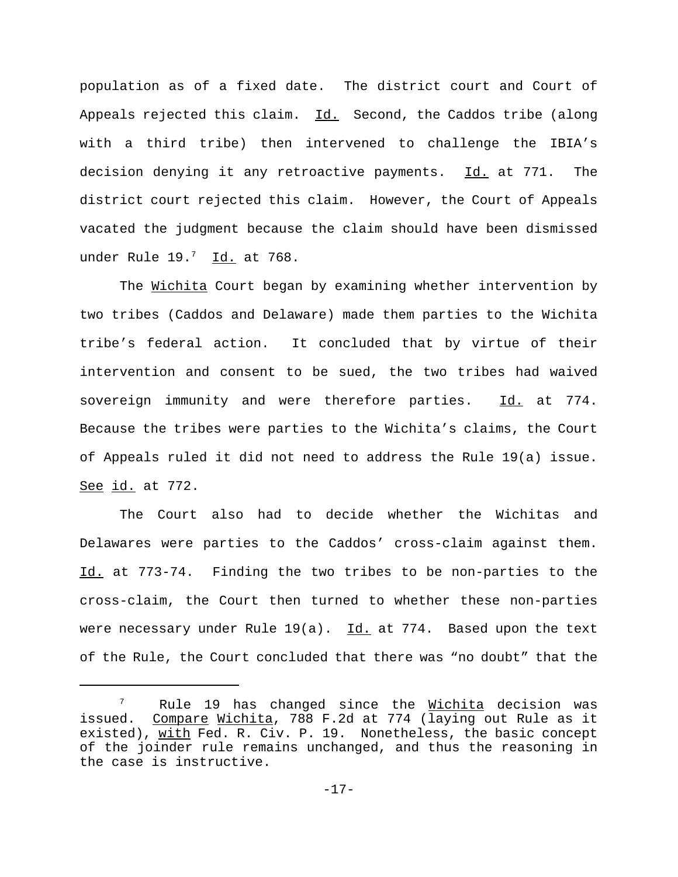population as of a fixed date. The district court and Court of Appeals rejected this claim. Id. Second, the Caddos tribe (along with a third tribe) then intervened to challenge the IBIA's decision denying it any retroactive payments. Id. at 771. The district court rejected this claim. However, the Court of Appeals vacated the judgment because the claim should have been dismissed under Rule 19.[7] Id. at 768.

The Wichita Court began by examining whether intervention by two tribes (Caddos and Delaware) made them parties to the Wichita tribe's federal action. It concluded that by virtue of their intervention and consent to be sued, the two tribes had waived sovereign immunity and were therefore parties. Id. at 774. Because the tribes were parties to the Wichita's claims, the Court of Appeals ruled it did not need to address the Rule 19(a) issue. See id. at 772.

The Court also had to decide whether the Wichitas and Delawares were parties to the Caddos' cross-claim against them. Id. at 773-74. Finding the two tribes to be non-parties to the cross-claim, the Court then turned to whether these non-parties were necessary under Rule 19(a). Id. at 774. Based upon the text of the Rule, the Court concluded that there was "no doubt" that the

---

[7] Rule 19 has changed since the Wichita decision was issued. Compare Wichita, 788 F.2d at 774 (laying out Rule as it existed), with Fed. R. Civ. P. 19. Nonetheless, the basic concept of the joinder rule remains unchanged, and thus the reasoning in the case is instructive.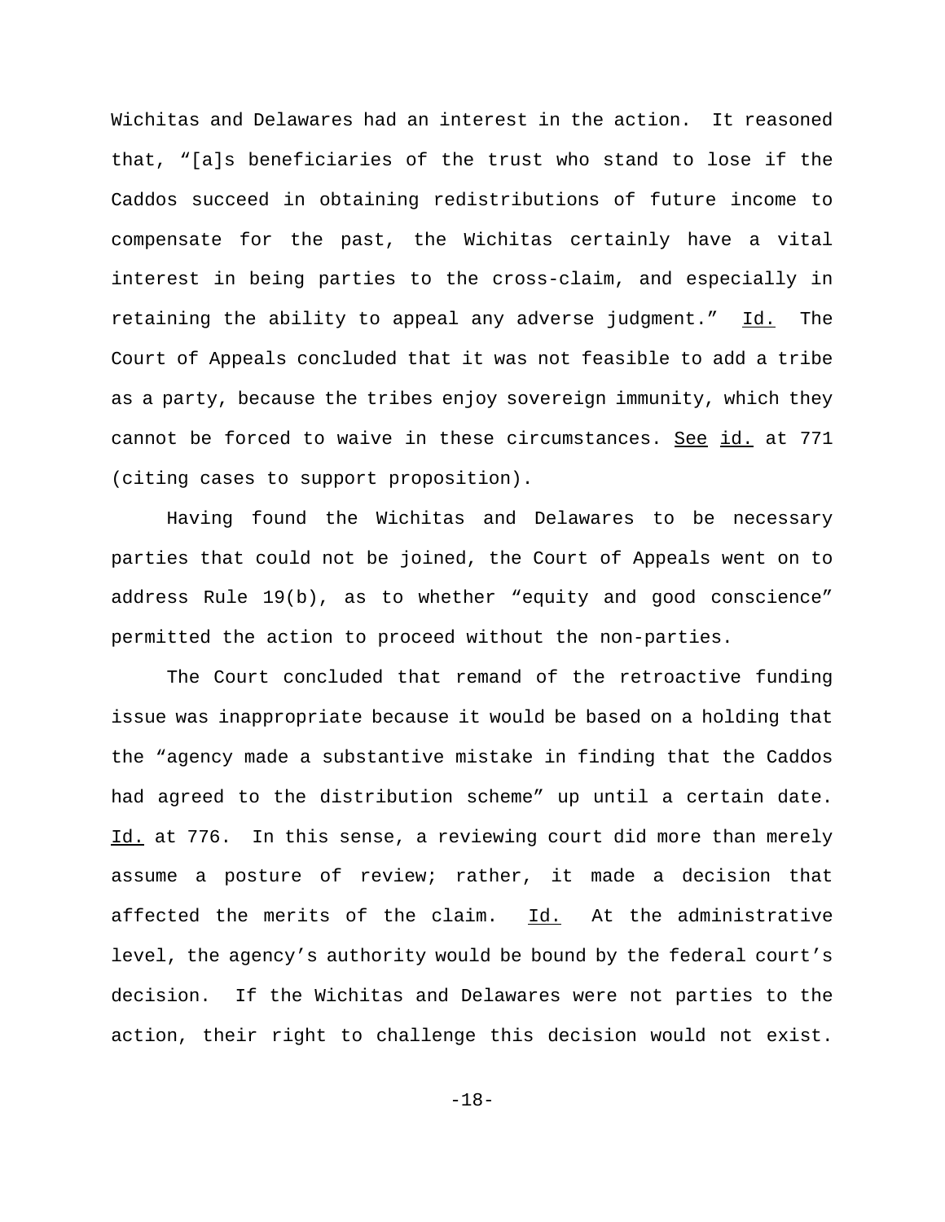Wichitas and Delawares had an interest in the action. It reasoned that, "[a]s beneficiaries of the trust who stand to lose if the Caddos succeed in obtaining redistributions of future income to compensate for the past, the Wichitas certainly have a vital interest in being parties to the cross-claim, and especially in retaining the ability to appeal any adverse judgment." Id. The Court of Appeals concluded that it was not feasible to add a tribe as a party, because the tribes enjoy sovereign immunity, which they cannot be forced to waive in these circumstances. See id. at 771 (citing cases to support proposition).

Having found the Wichitas and Delawares to be necessary parties that could not be joined, the Court of Appeals went on to address Rule 19(b), as to whether "equity and good conscience" permitted the action to proceed without the non-parties.

The Court concluded that remand of the retroactive funding issue was inappropriate because it would be based on a holding that the "agency made a substantive mistake in finding that the Caddos had agreed to the distribution scheme" up until a certain date. Id. at 776. In this sense, a reviewing court did more than merely assume a posture of review; rather, it made a decision that affected the merits of the claim. Id. At the administrative level, the agency's authority would be bound by the federal court's decision. If the Wichitas and Delawares were not parties to the action, their right to challenge this decision would not exist.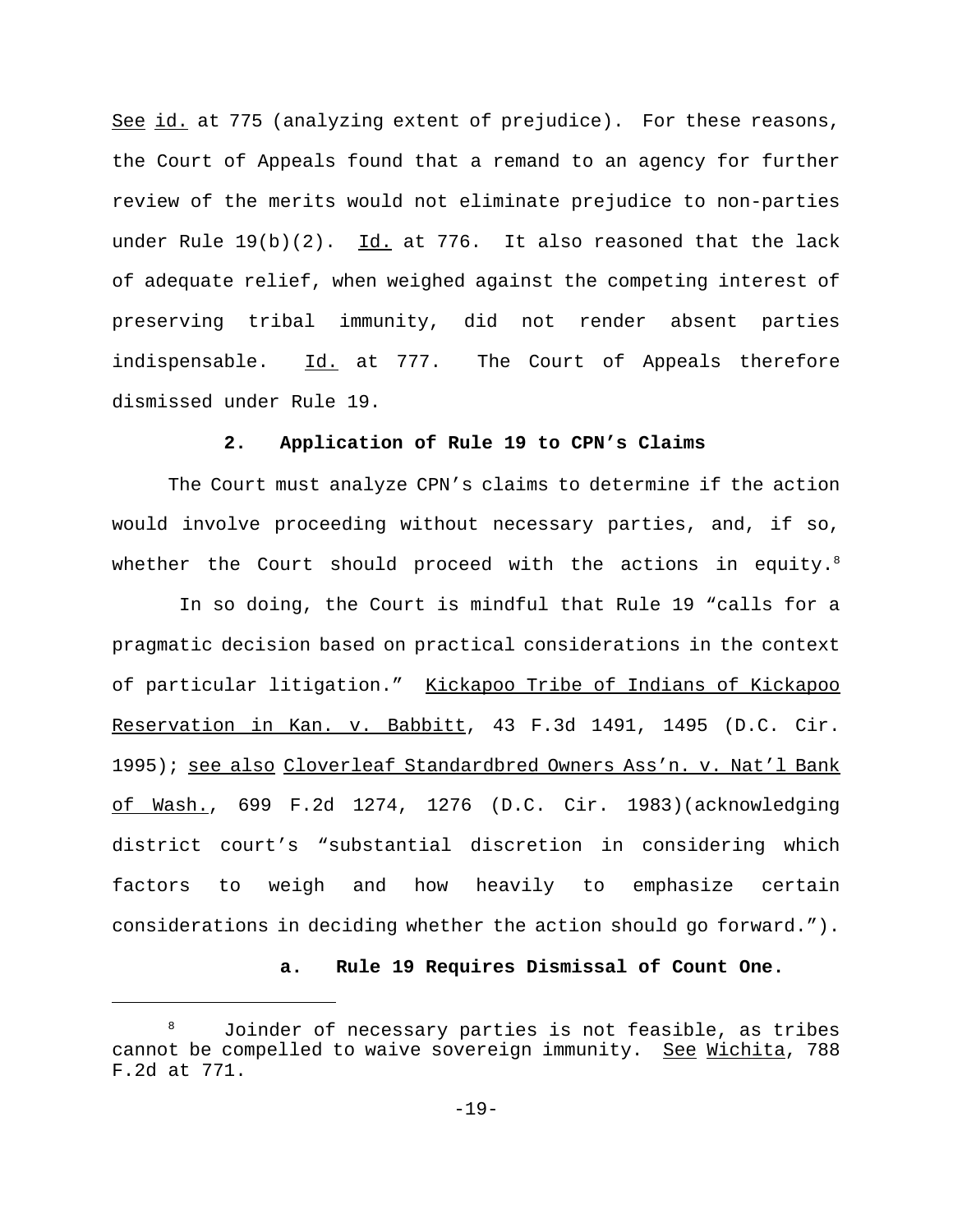See id. at 775 (analyzing extent of prejudice). For these reasons, the Court of Appeals found that a remand to an agency for further review of the merits would not eliminate prejudice to non-parties under Rule 19(b)(2). Id. at 776. It also reasoned that the lack of adequate relief, when weighed against the competing interest of preserving tribal immunity, did not render absent parties indispensable. Id. at 777. The Court of Appeals therefore dismissed under Rule 19.

### 2. Application of Rule 19 to CPN's Claims

The Court must analyze CPN's claims to determine if the action would involve proceeding without necessary parties, and, if so, whether the Court should proceed with the actions in equity.[8]

In so doing, the Court is mindful that Rule 19 "calls for a pragmatic decision based on practical considerations in the context of particular litigation." Kickapoo Tribe of Indians of Kickapoo Reservation in Kan. v. Babbitt, 43 F.3d 1491, 1495 (D.C. Cir. 1995); see also Cloverleaf Standardbred Owners Ass'n. v. Nat'l Bank of Wash., 699 F.2d 1274, 1276 (D.C. Cir. 1983)(acknowledging district court's "substantial discretion in considering which factors to weigh and how heavily to emphasize certain considerations in deciding whether the action should go forward.").

#### a. Rule 19 Requires Dismissal of Count One.

---

[8] Joinder of necessary parties is not feasible, as tribes cannot be compelled to waive sovereign immunity. See Wichita, 788 F.2d at 771.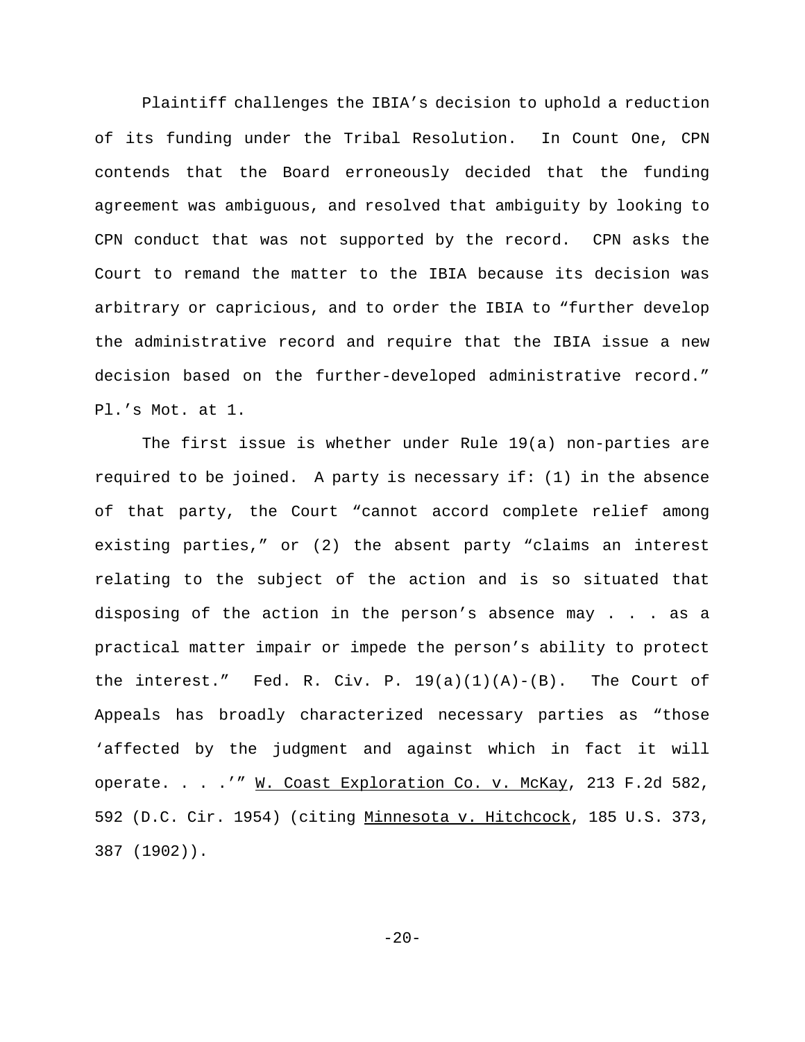Plaintiff challenges the IBIA's decision to uphold a reduction of its funding under the Tribal Resolution. In Count One, CPN contends that the Board erroneously decided that the funding agreement was ambiguous, and resolved that ambiguity by looking to CPN conduct that was not supported by the record. CPN asks the Court to remand the matter to the IBIA because its decision was arbitrary or capricious, and to order the IBIA to "further develop the administrative record and require that the IBIA issue a new decision based on the further-developed administrative record." Pl.'s Mot. at 1.

The first issue is whether under Rule 19(a) non-parties are required to be joined. A party is necessary if: (1) in the absence of that party, the Court "cannot accord complete relief among existing parties," or (2) the absent party "claims an interest relating to the subject of the action and is so situated that disposing of the action in the person's absence may . . . as a practical matter impair or impede the person's ability to protect the interest." Fed. R. Civ. P. 19(a)(1)(A)-(B). The Court of Appeals has broadly characterized necessary parties as "those 'affected by the judgment and against which in fact it will operate. . . .'" W. Coast Exploration Co. v. McKay, 213 F.2d 582, 592 (D.C. Cir. 1954) (citing Minnesota v. Hitchcock, 185 U.S. 373, 387 (1902)).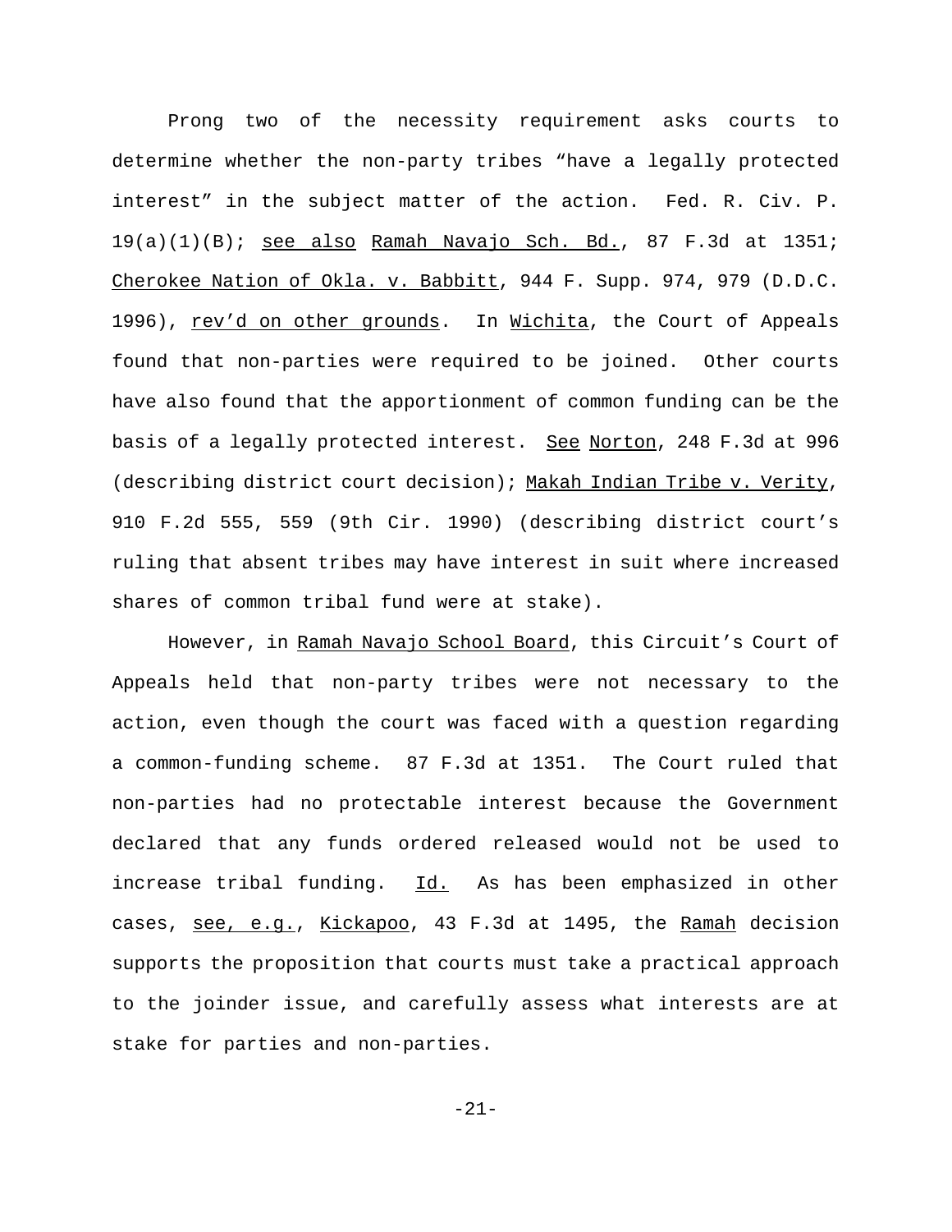Prong two of the necessity requirement asks courts to determine whether the non-party tribes "have a legally protected interest" in the subject matter of the action. Fed. R. Civ. P. 19(a)(1)(B); see also Ramah Navajo Sch. Bd., 87 F.3d at 1351; Cherokee Nation of Okla. v. Babbitt, 944 F. Supp. 974, 979 (D.D.C. 1996), rev'd on other grounds. In Wichita, the Court of Appeals found that non-parties were required to be joined. Other courts have also found that the apportionment of common funding can be the basis of a legally protected interest. See Norton, 248 F.3d at 996 (describing district court decision); Makah Indian Tribe v. Verity, 910 F.2d 555, 559 (9th Cir. 1990) (describing district court's ruling that absent tribes may have interest in suit where increased shares of common tribal fund were at stake).

However, in Ramah Navajo School Board, this Circuit's Court of Appeals held that non-party tribes were not necessary to the action, even though the court was faced with a question regarding a common-funding scheme. 87 F.3d at 1351. The Court ruled that non-parties had no protectable interest because the Government declared that any funds ordered released would not be used to increase tribal funding. Id. As has been emphasized in other cases, see, e.g., Kickapoo, 43 F.3d at 1495, the Ramah decision supports the proposition that courts must take a practical approach to the joinder issue, and carefully assess what interests are at stake for parties and non-parties.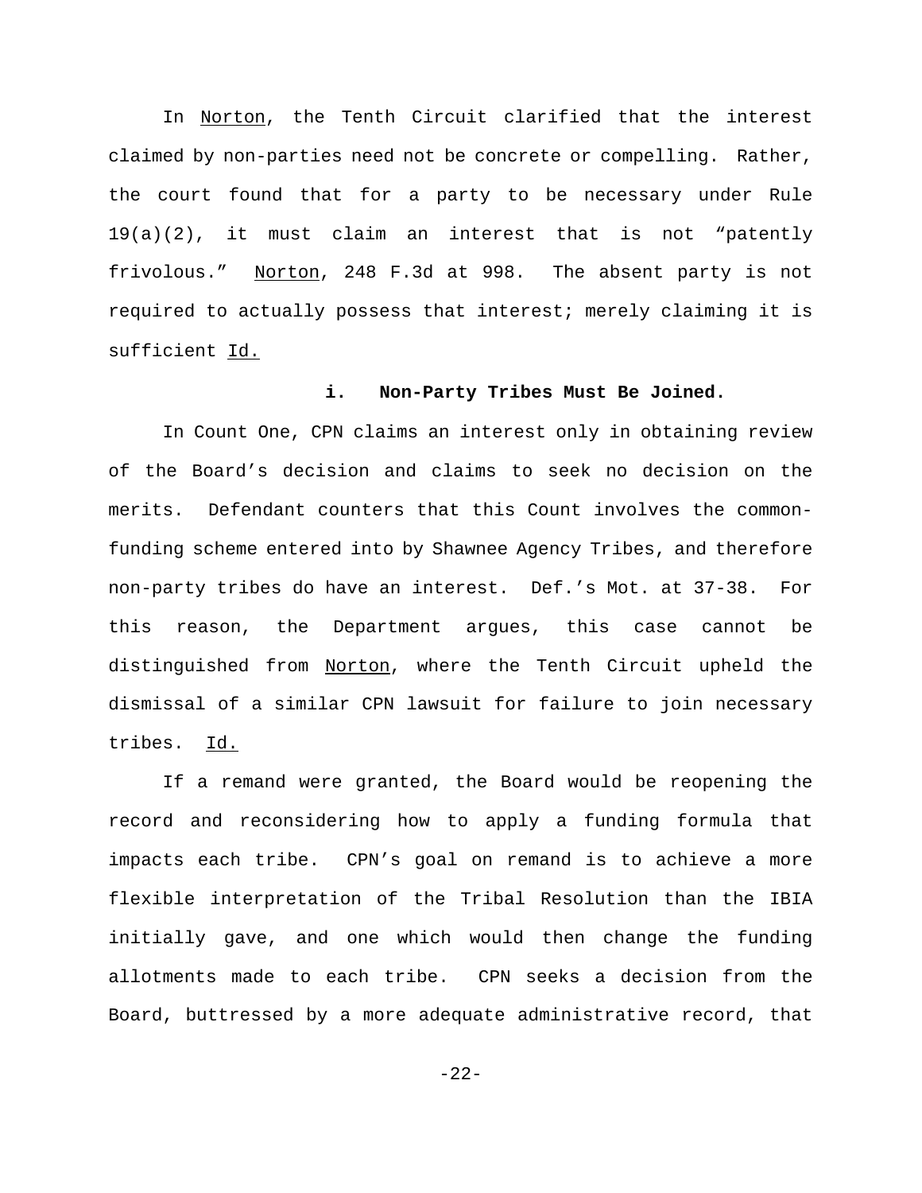In Norton, the Tenth Circuit clarified that the interest claimed by non-parties need not be concrete or compelling. Rather, the court found that for a party to be necessary under Rule 19(a)(2), it must claim an interest that is not "patently frivolous." Norton, 248 F.3d at 998. The absent party is not required to actually possess that interest; merely claiming it is sufficient Id.

**i. Non-Party Tribes Must Be Joined.**

In Count One, CPN claims an interest only in obtaining review of the Board's decision and claims to seek no decision on the merits. Defendant counters that this Count involves the common-funding scheme entered into by Shawnee Agency Tribes, and therefore non-party tribes do have an interest. Def.'s Mot. at 37-38. For this reason, the Department argues, this case cannot be distinguished from Norton, where the Tenth Circuit upheld the dismissal of a similar CPN lawsuit for failure to join necessary tribes. Id.

If a remand were granted, the Board would be reopening the record and reconsidering how to apply a funding formula that impacts each tribe. CPN's goal on remand is to achieve a more flexible interpretation of the Tribal Resolution than the IBIA initially gave, and one which would then change the funding allotments made to each tribe. CPN seeks a decision from the Board, buttressed by a more adequate administrative record, that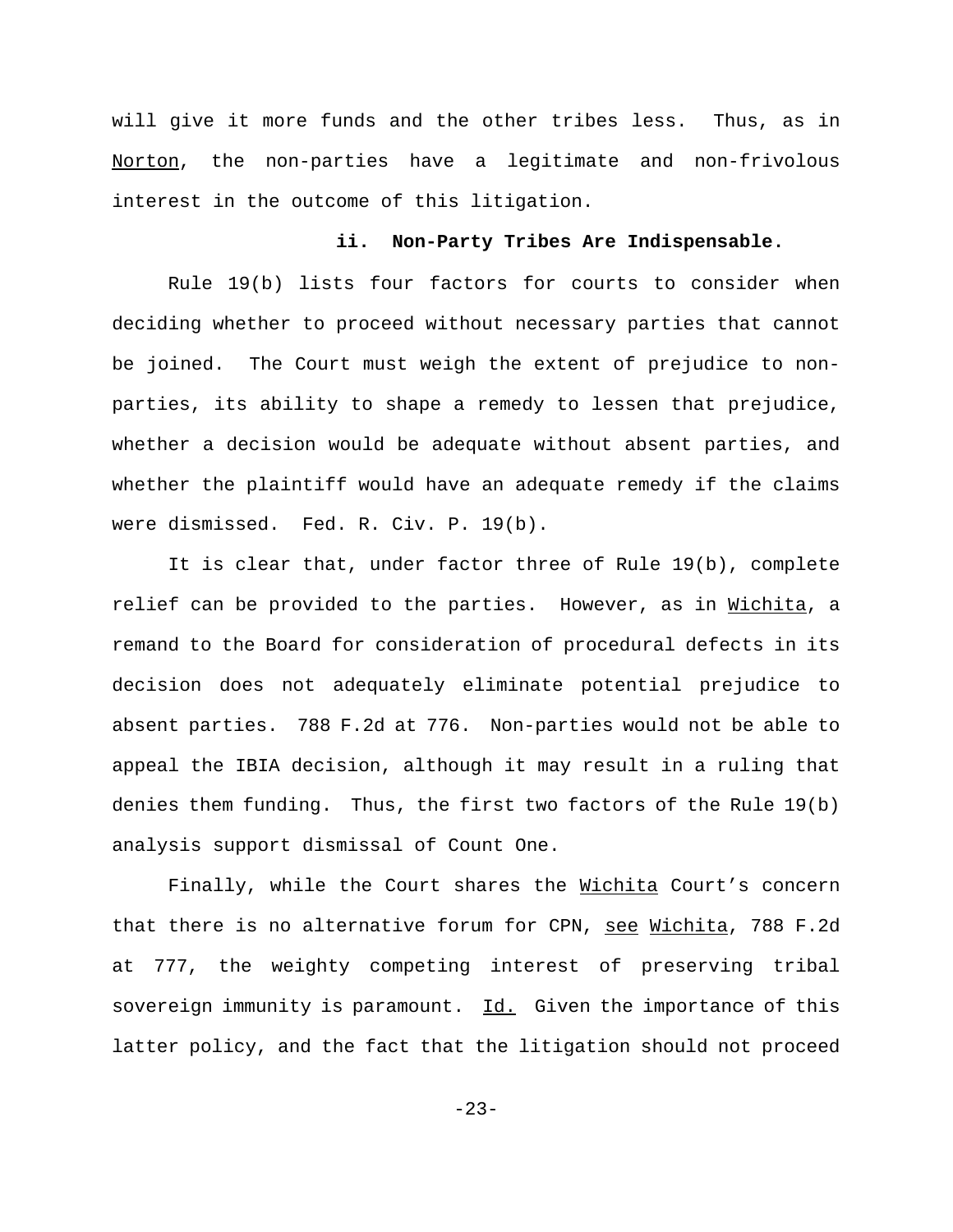will give it more funds and the other tribes less. Thus, as in Norton, the non-parties have a legitimate and non-frivolous interest in the outcome of this litigation.

**ii. Non-Party Tribes Are Indispensable.**

Rule 19(b) lists four factors for courts to consider when deciding whether to proceed without necessary parties that cannot be joined. The Court must weigh the extent of prejudice to non-parties, its ability to shape a remedy to lessen that prejudice, whether a decision would be adequate without absent parties, and whether the plaintiff would have an adequate remedy if the claims were dismissed. Fed. R. Civ. P. 19(b).

It is clear that, under factor three of Rule 19(b), complete relief can be provided to the parties. However, as in Wichita, a remand to the Board for consideration of procedural defects in its decision does not adequately eliminate potential prejudice to absent parties. 788 F.2d at 776. Non-parties would not be able to appeal the IBIA decision, although it may result in a ruling that denies them funding. Thus, the first two factors of the Rule 19(b) analysis support dismissal of Count One.

Finally, while the Court shares the Wichita Court's concern that there is no alternative forum for CPN, see Wichita, 788 F.2d at 777, the weighty competing interest of preserving tribal sovereign immunity is paramount. Id. Given the importance of this latter policy, and the fact that the litigation should not proceed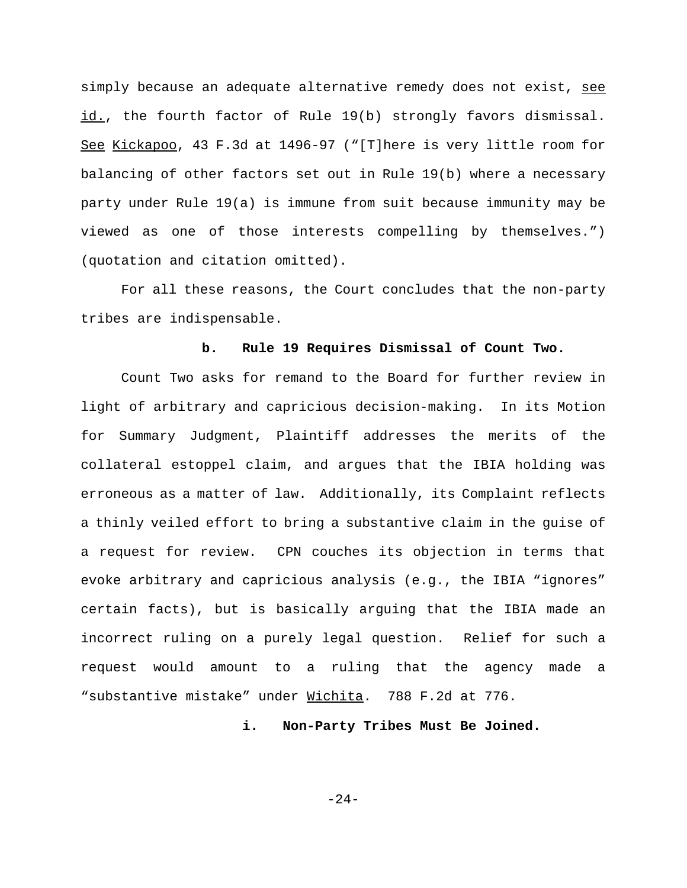simply because an adequate alternative remedy does not exist, see id., the fourth factor of Rule 19(b) strongly favors dismissal. See Kickapoo, 43 F.3d at 1496-97 ("[T]here is very little room for balancing of other factors set out in Rule 19(b) where a necessary party under Rule 19(a) is immune from suit because immunity may be viewed as one of those interests compelling by themselves.") (quotation and citation omitted).

For all these reasons, the Court concludes that the non-party tribes are indispensable.

**b. Rule 19 Requires Dismissal of Count Two.**

Count Two asks for remand to the Board for further review in light of arbitrary and capricious decision-making. In its Motion for Summary Judgment, Plaintiff addresses the merits of the collateral estoppel claim, and argues that the IBIA holding was erroneous as a matter of law. Additionally, its Complaint reflects a thinly veiled effort to bring a substantive claim in the guise of a request for review. CPN couches its objection in terms that evoke arbitrary and capricious analysis (e.g., the IBIA "ignores" certain facts), but is basically arguing that the IBIA made an incorrect ruling on a purely legal question. Relief for such a request would amount to a ruling that the agency made a "substantive mistake" under Wichita. 788 F.2d at 776.

**i. Non-Party Tribes Must Be Joined.**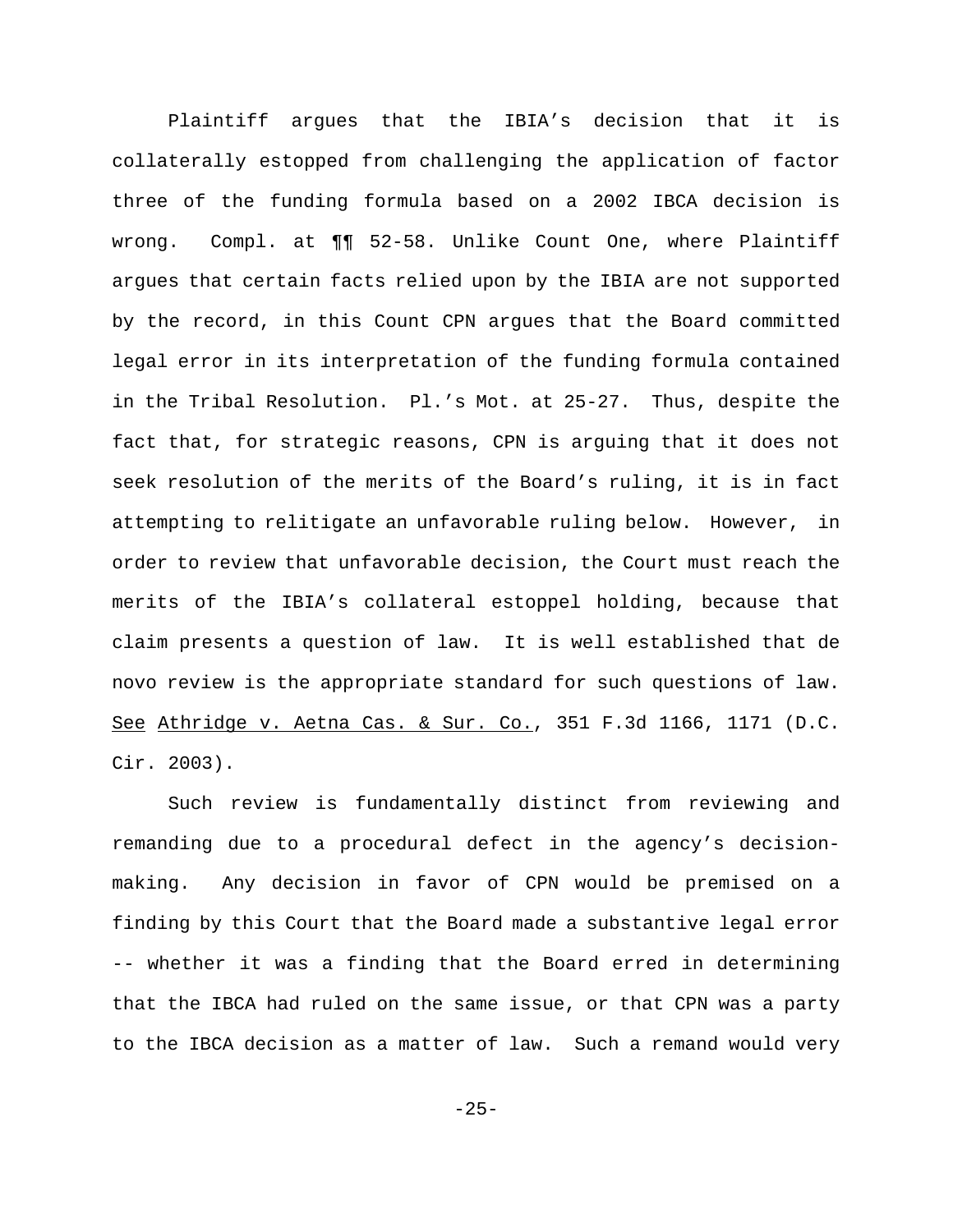Plaintiff argues that the IBIA's decision that it is collaterally estopped from challenging the application of factor three of the funding formula based on a 2002 IBCA decision is wrong. Compl. at ¶¶ 52-58. Unlike Count One, where Plaintiff argues that certain facts relied upon by the IBIA are not supported by the record, in this Count CPN argues that the Board committed legal error in its interpretation of the funding formula contained in the Tribal Resolution. Pl.'s Mot. at 25-27. Thus, despite the fact that, for strategic reasons, CPN is arguing that it does not seek resolution of the merits of the Board's ruling, it is in fact attempting to relitigate an unfavorable ruling below. However, in order to review that unfavorable decision, the Court must reach the merits of the IBIA's collateral estoppel holding, because that claim presents a question of law. It is well established that de novo review is the appropriate standard for such questions of law. See Athridge v. Aetna Cas. & Sur. Co., 351 F.3d 1166, 1171 (D.C. Cir. 2003).

Such review is fundamentally distinct from reviewing and remanding due to a procedural defect in the agency's decision-making. Any decision in favor of CPN would be premised on a finding by this Court that the Board made a substantive legal error -- whether it was a finding that the Board erred in determining that the IBCA had ruled on the same issue, or that CPN was a party to the IBCA decision as a matter of law. Such a remand would very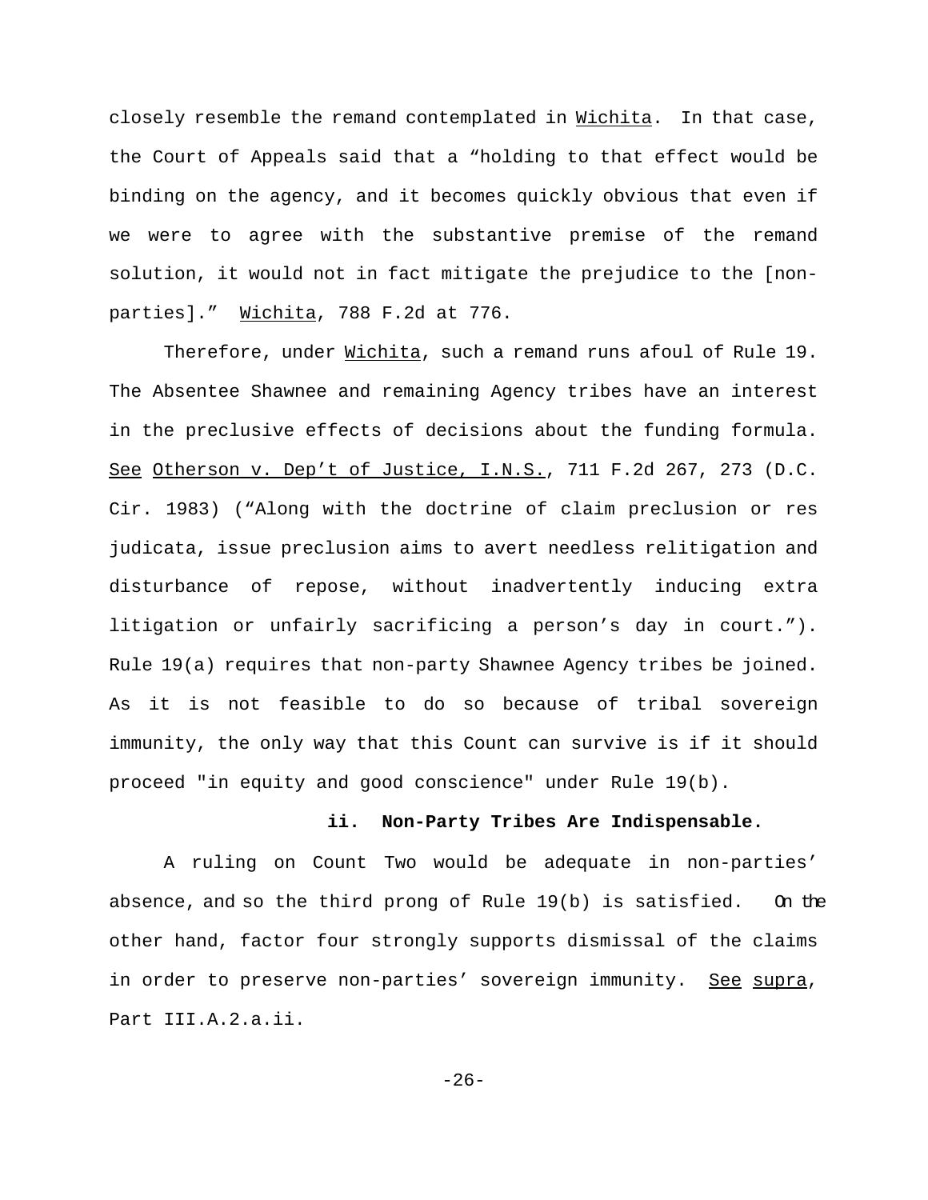closely resemble the remand contemplated in Wichita. In that case, the Court of Appeals said that a "holding to that effect would be binding on the agency, and it becomes quickly obvious that even if we were to agree with the substantive premise of the remand solution, it would not in fact mitigate the prejudice to the [non-parties]." Wichita, 788 F.2d at 776.

Therefore, under Wichita, such a remand runs afoul of Rule 19. The Absentee Shawnee and remaining Agency tribes have an interest in the preclusive effects of decisions about the funding formula. See Otherson v. Dep't of Justice, I.N.S., 711 F.2d 267, 273 (D.C. Cir. 1983) ("Along with the doctrine of claim preclusion or res judicata, issue preclusion aims to avert needless relitigation and disturbance of repose, without inadvertently inducing extra litigation or unfairly sacrificing a person's day in court."). Rule 19(a) requires that non-party Shawnee Agency tribes be joined. As it is not feasible to do so because of tribal sovereign immunity, the only way that this Count can survive is if it should proceed "in equity and good conscience" under Rule 19(b).

#### ii. Non-Party Tribes Are Indispensable.

A ruling on Count Two would be adequate in non-parties' absence, and so the third prong of Rule 19(b) is satisfied. On the other hand, factor four strongly supports dismissal of the claims in order to preserve non-parties' sovereign immunity. See supra, Part III.A.2.a.ii.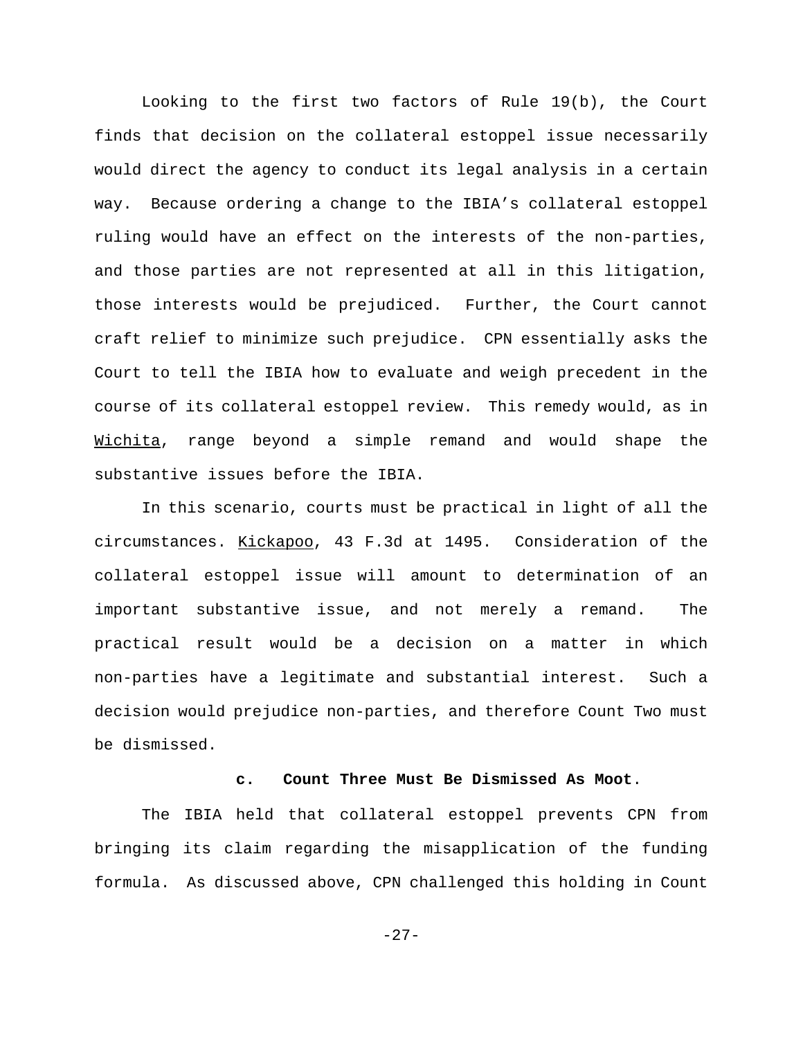Looking to the first two factors of Rule 19(b), the Court finds that decision on the collateral estoppel issue necessarily would direct the agency to conduct its legal analysis in a certain way. Because ordering a change to the IBIA's collateral estoppel ruling would have an effect on the interests of the non-parties, and those parties are not represented at all in this litigation, those interests would be prejudiced. Further, the Court cannot craft relief to minimize such prejudice. CPN essentially asks the Court to tell the IBIA how to evaluate and weigh precedent in the course of its collateral estoppel review. This remedy would, as in Wichita, range beyond a simple remand and would shape the substantive issues before the IBIA.

In this scenario, courts must be practical in light of all the circumstances. Kickapoo, 43 F.3d at 1495. Consideration of the collateral estoppel issue will amount to determination of an important substantive issue, and not merely a remand. The practical result would be a decision on a matter in which non-parties have a legitimate and substantial interest. Such a decision would prejudice non-parties, and therefore Count Two must be dismissed.

**c. Count Three Must Be Dismissed As Moot.**

The IBIA held that collateral estoppel prevents CPN from bringing its claim regarding the misapplication of the funding formula. As discussed above, CPN challenged this holding in Count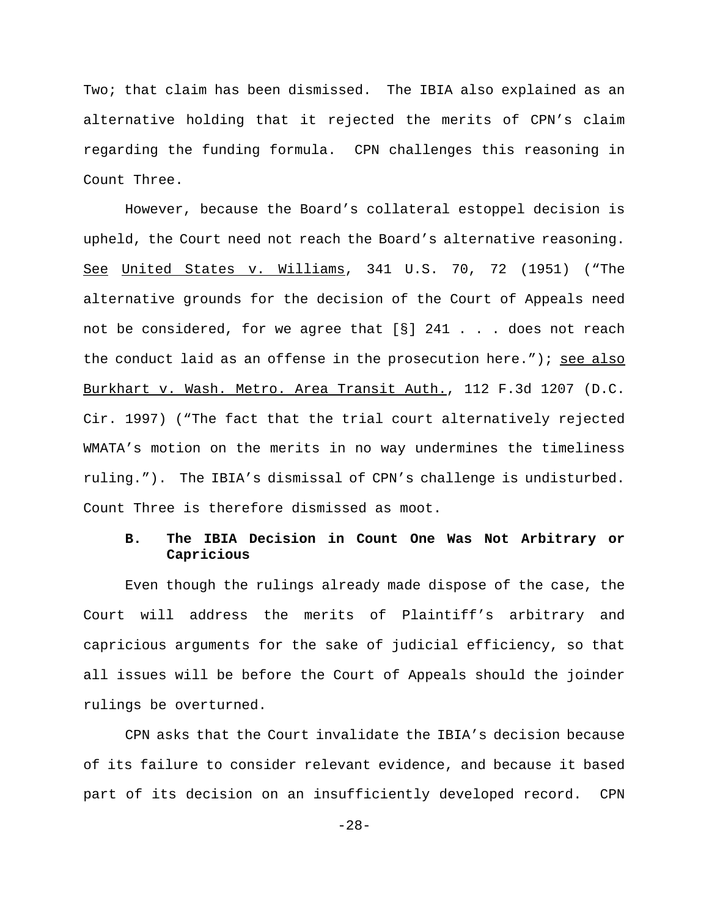Two; that claim has been dismissed. The IBIA also explained as an alternative holding that it rejected the merits of CPN's claim regarding the funding formula. CPN challenges this reasoning in Count Three.

However, because the Board's collateral estoppel decision is upheld, the Court need not reach the Board's alternative reasoning. See United States v. Williams, 341 U.S. 70, 72 (1951) ("The alternative grounds for the decision of the Court of Appeals need not be considered, for we agree that [§] 241 . . . does not reach the conduct laid as an offense in the prosecution here."); see also Burkhart v. Wash. Metro. Area Transit Auth., 112 F.3d 1207 (D.C. Cir. 1997) ("The fact that the trial court alternatively rejected WMATA's motion on the merits in no way undermines the timeliness ruling."). The IBIA's dismissal of CPN's challenge is undisturbed. Count Three is therefore dismissed as moot.

### B. The IBIA Decision in Count One Was Not Arbitrary or Capricious

Even though the rulings already made dispose of the case, the Court will address the merits of Plaintiff's arbitrary and capricious arguments for the sake of judicial efficiency, so that all issues will be before the Court of Appeals should the joinder rulings be overturned.

CPN asks that the Court invalidate the IBIA's decision because of its failure to consider relevant evidence, and because it based part of its decision on an insufficiently developed record. CPN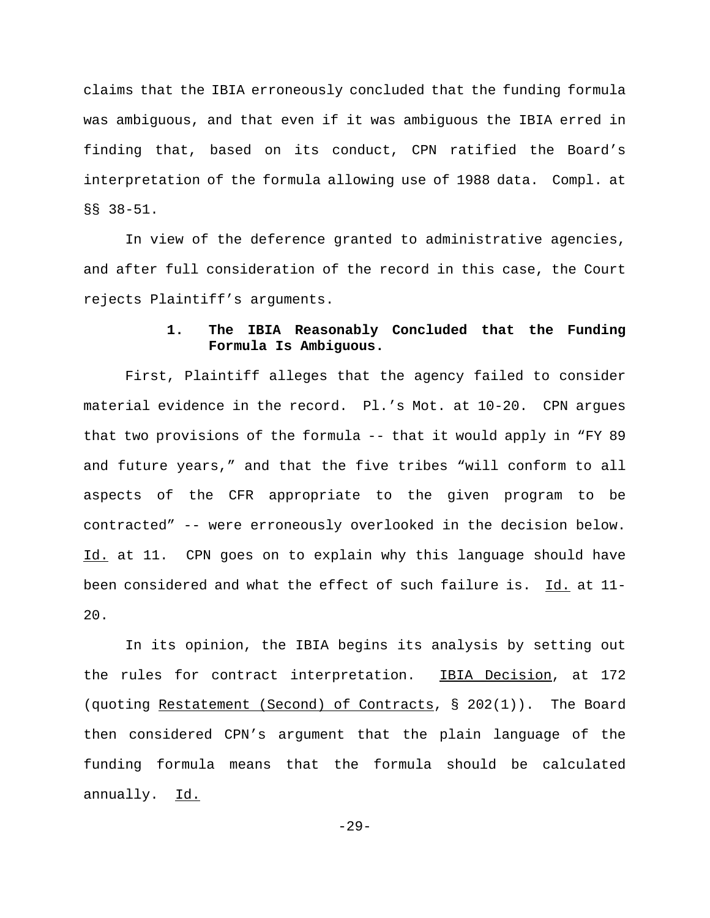claims that the IBIA erroneously concluded that the funding formula was ambiguous, and that even if it was ambiguous the IBIA erred in finding that, based on its conduct, CPN ratified the Board's interpretation of the formula allowing use of 1988 data. Compl. at §§ 38-51.

In view of the deference granted to administrative agencies, and after full consideration of the record in this case, the Court rejects Plaintiff's arguments.

**1. The IBIA Reasonably Concluded that the Funding Formula Is Ambiguous.**

First, Plaintiff alleges that the agency failed to consider material evidence in the record. Pl.'s Mot. at 10-20. CPN argues that two provisions of the formula -- that it would apply in "FY 89 and future years," and that the five tribes "will conform to all aspects of the CFR appropriate to the given program to be contracted" -- were erroneously overlooked in the decision below. Id. at 11. CPN goes on to explain why this language should have been considered and what the effect of such failure is. Id. at 11-20.

In its opinion, the IBIA begins its analysis by setting out the rules for contract interpretation. IBIA Decision, at 172 (quoting Restatement (Second) of Contracts, § 202(1)). The Board then considered CPN's argument that the plain language of the funding formula means that the formula should be calculated annually. Id.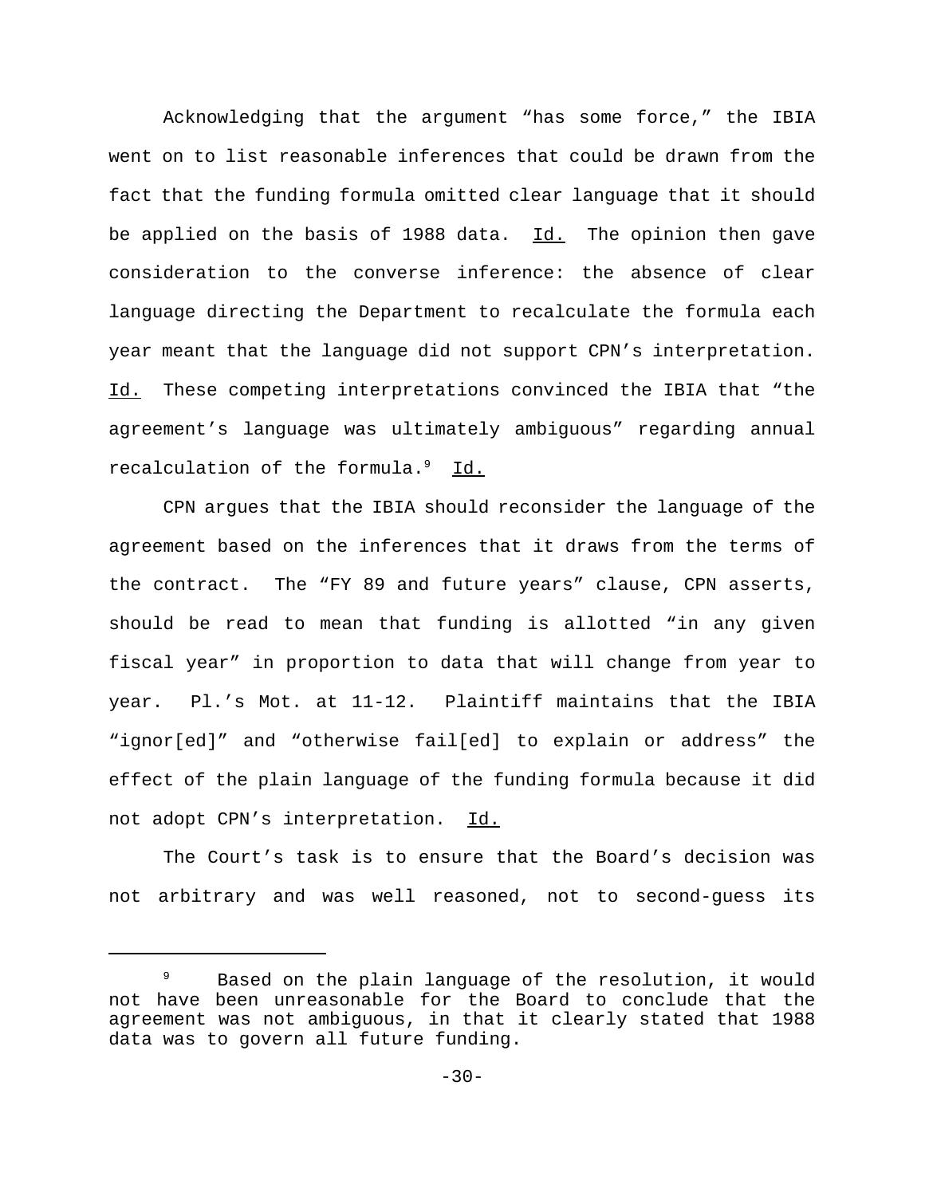Acknowledging that the argument "has some force," the IBIA went on to list reasonable inferences that could be drawn from the fact that the funding formula omitted clear language that it should be applied on the basis of 1988 data. Id. The opinion then gave consideration to the converse inference: the absence of clear language directing the Department to recalculate the formula each year meant that the language did not support CPN's interpretation. Id. These competing interpretations convinced the IBIA that "the agreement's language was ultimately ambiguous" regarding annual recalculation of the formula.[9] Id.

CPN argues that the IBIA should reconsider the language of the agreement based on the inferences that it draws from the terms of the contract. The "FY 89 and future years" clause, CPN asserts, should be read to mean that funding is allotted "in any given fiscal year" in proportion to data that will change from year to year. Pl.'s Mot. at 11-12. Plaintiff maintains that the IBIA "ignor[ed]" and "otherwise fail[ed] to explain or address" the effect of the plain language of the funding formula because it did not adopt CPN's interpretation. Id.

The Court's task is to ensure that the Board's decision was not arbitrary and was well reasoned, not to second-guess its

---

[9] Based on the plain language of the resolution, it would not have been unreasonable for the Board to conclude that the agreement was not ambiguous, in that it clearly stated that 1988 data was to govern all future funding.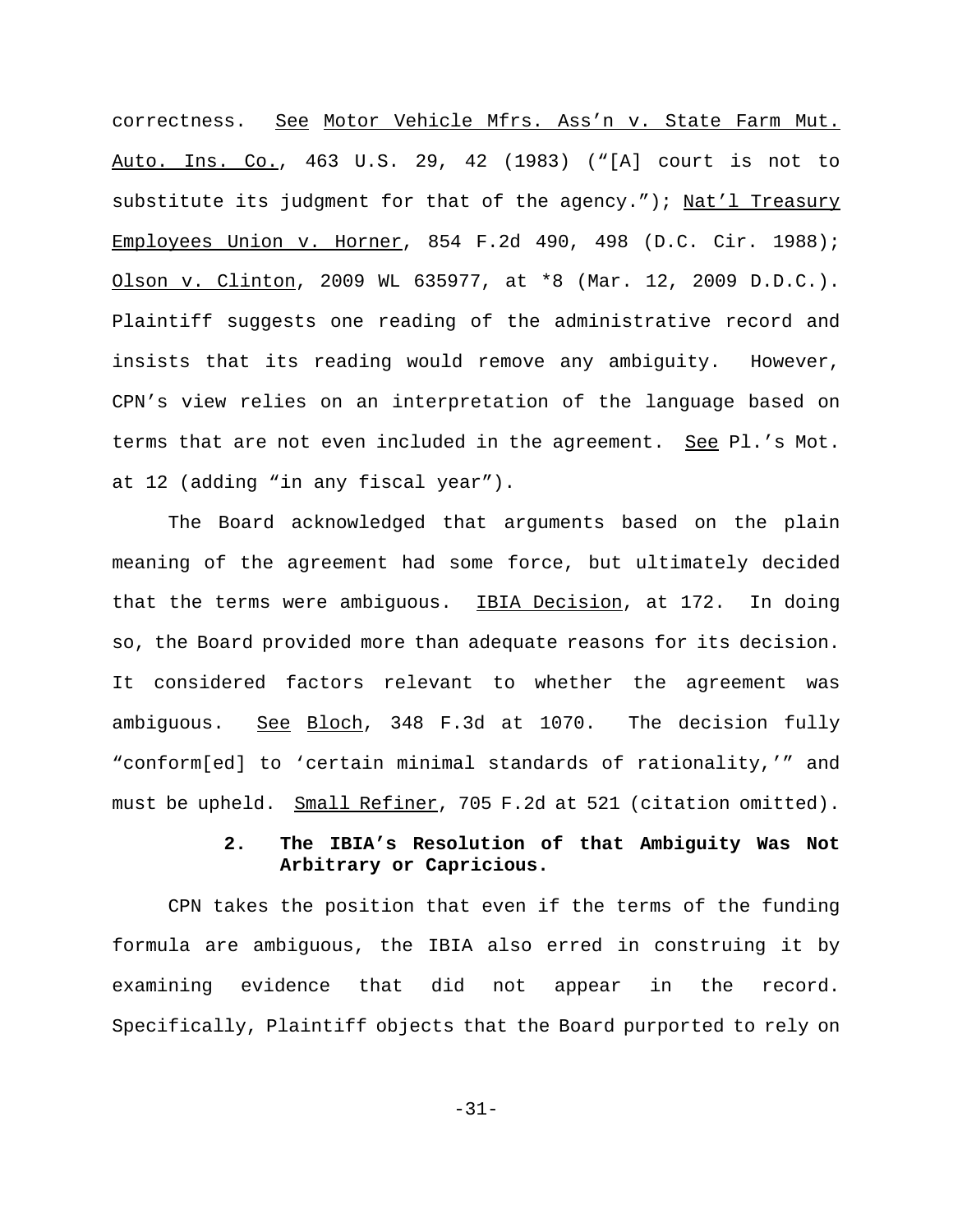correctness. See Motor Vehicle Mfrs. Ass'n v. State Farm Mut. Auto. Ins. Co., 463 U.S. 29, 42 (1983) ("[A] court is not to substitute its judgment for that of the agency."); Nat'l Treasury Employees Union v. Horner, 854 F.2d 490, 498 (D.C. Cir. 1988); Olson v. Clinton, 2009 WL 635977, at *8 (Mar. 12, 2009 D.D.C.). Plaintiff suggests one reading of the administrative record and insists that its reading would remove any ambiguity. However, CPN's view relies on an interpretation of the language based on terms that are not even included in the agreement. See Pl.'s Mot. at 12 (adding "in any fiscal year").

The Board acknowledged that arguments based on the plain meaning of the agreement had some force, but ultimately decided that the terms were ambiguous. IBIA Decision, at 172. In doing so, the Board provided more than adequate reasons for its decision. It considered factors relevant to whether the agreement was ambiguous. See Bloch, 348 F.3d at 1070. The decision fully "conform[ed] to 'certain minimal standards of rationality,'" and must be upheld. Small Refiner, 705 F.2d at 521 (citation omitted).

### 2. The IBIA's Resolution of that Ambiguity Was Not Arbitrary or Capricious.

CPN takes the position that even if the terms of the funding formula are ambiguous, the IBIA also erred in construing it by examining evidence that did not appear in the record. Specifically, Plaintiff objects that the Board purported to rely on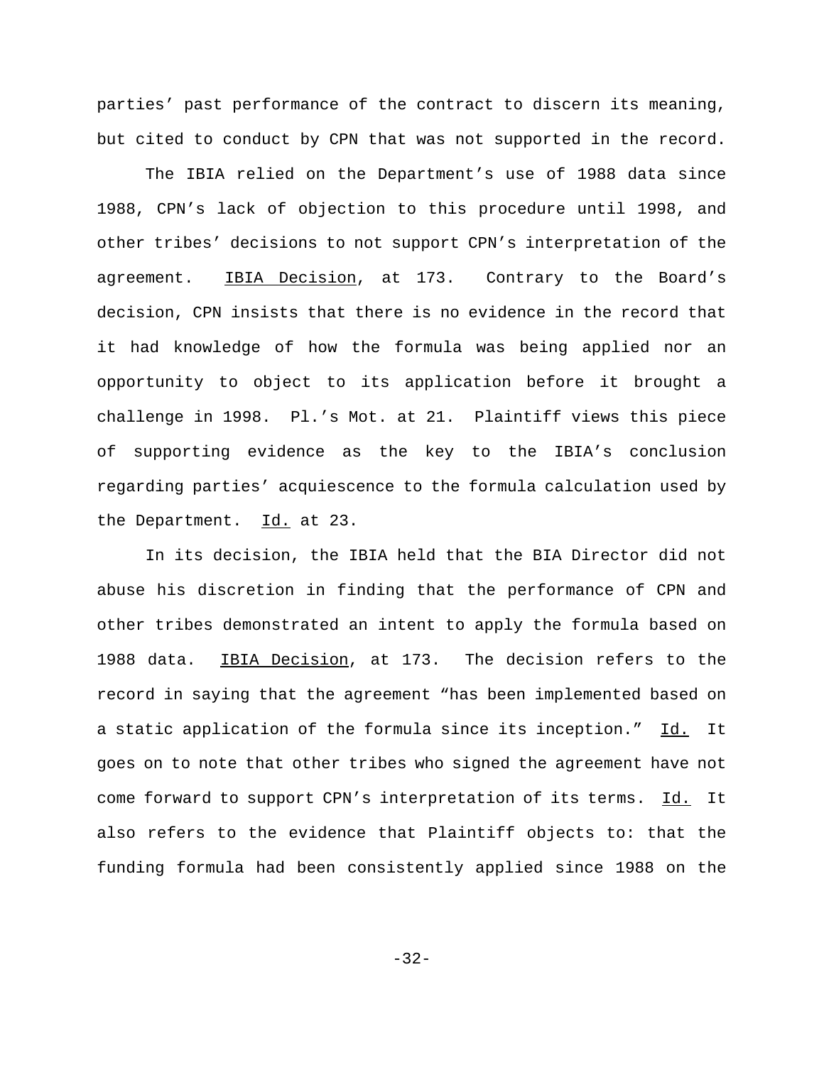parties' past performance of the contract to discern its meaning, but cited to conduct by CPN that was not supported in the record.

The IBIA relied on the Department's use of 1988 data since 1988, CPN's lack of objection to this procedure until 1998, and other tribes' decisions to not support CPN's interpretation of the agreement. IBIA Decision, at 173. Contrary to the Board's decision, CPN insists that there is no evidence in the record that it had knowledge of how the formula was being applied nor an opportunity to object to its application before it brought a challenge in 1998. Pl.'s Mot. at 21. Plaintiff views this piece of supporting evidence as the key to the IBIA's conclusion regarding parties' acquiescence to the formula calculation used by the Department. Id. at 23.

In its decision, the IBIA held that the BIA Director did not abuse his discretion in finding that the performance of CPN and other tribes demonstrated an intent to apply the formula based on 1988 data. IBIA Decision, at 173. The decision refers to the record in saying that the agreement "has been implemented based on a static application of the formula since its inception." Id. It goes on to note that other tribes who signed the agreement have not come forward to support CPN's interpretation of its terms. Id. It also refers to the evidence that Plaintiff objects to: that the funding formula had been consistently applied since 1988 on the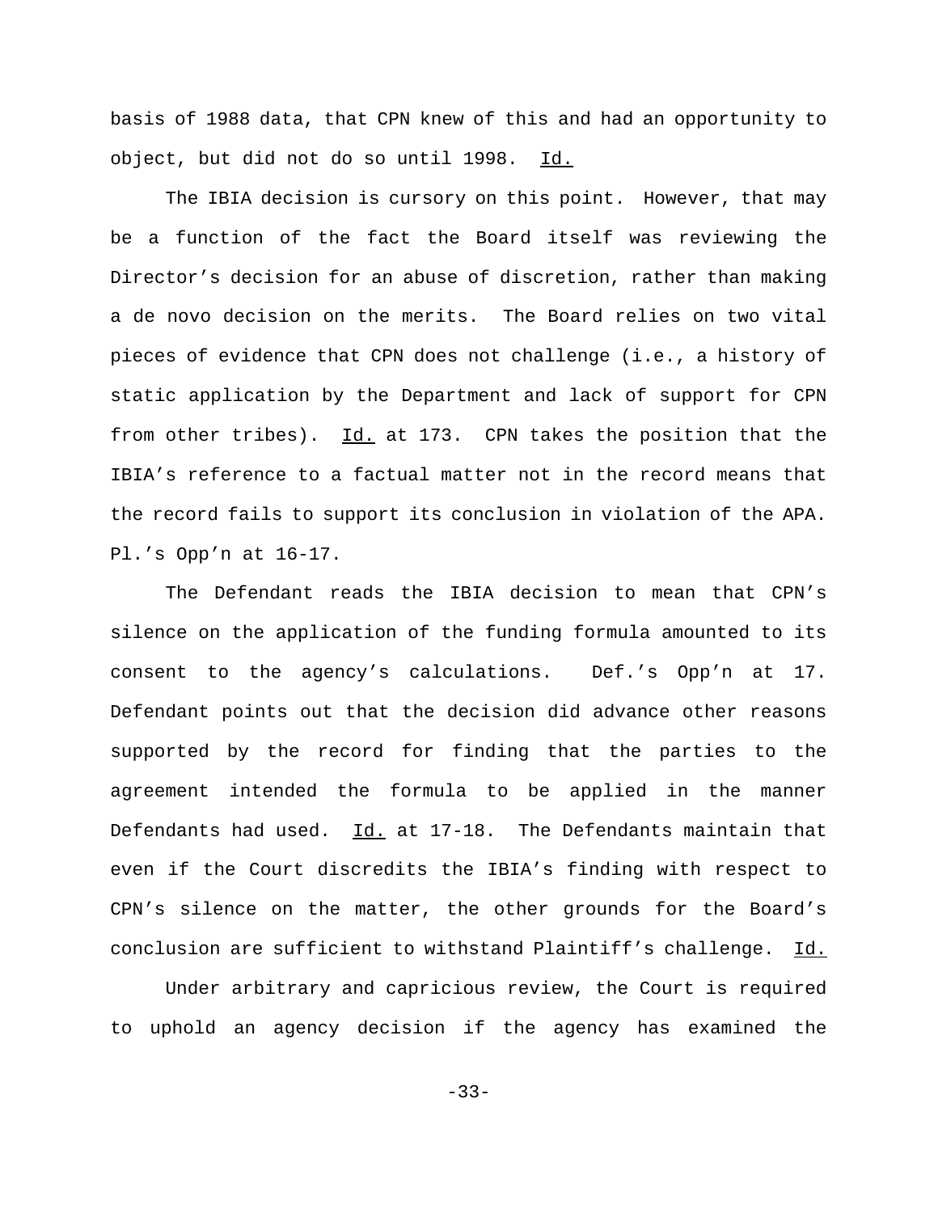basis of 1988 data, that CPN knew of this and had an opportunity to object, but did not do so until 1998. Id.

The IBIA decision is cursory on this point. However, that may be a function of the fact the Board itself was reviewing the Director's decision for an abuse of discretion, rather than making a de novo decision on the merits. The Board relies on two vital pieces of evidence that CPN does not challenge (i.e., a history of static application by the Department and lack of support for CPN from other tribes). Id. at 173. CPN takes the position that the IBIA's reference to a factual matter not in the record means that the record fails to support its conclusion in violation of the APA. Pl.'s Opp'n at 16-17.

The Defendant reads the IBIA decision to mean that CPN's silence on the application of the funding formula amounted to its consent to the agency's calculations. Def.'s Opp'n at 17. Defendant points out that the decision did advance other reasons supported by the record for finding that the parties to the agreement intended the formula to be applied in the manner Defendants had used. Id. at 17-18. The Defendants maintain that even if the Court discredits the IBIA's finding with respect to CPN's silence on the matter, the other grounds for the Board's conclusion are sufficient to withstand Plaintiff's challenge. Id.

Under arbitrary and capricious review, the Court is required to uphold an agency decision if the agency has examined the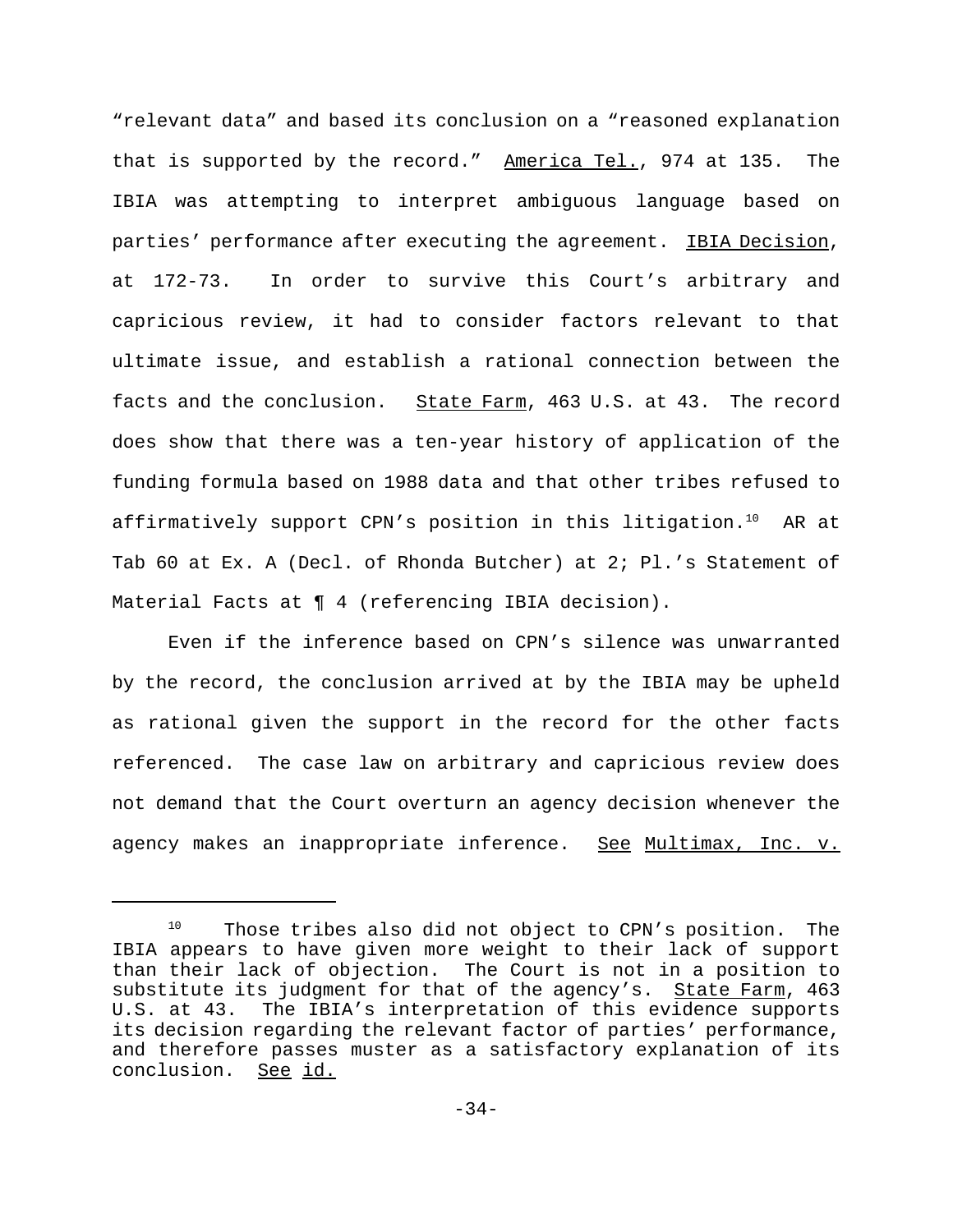"relevant data" and based its conclusion on a "reasoned explanation that is supported by the record." America Tel., 974 at 135. The IBIA was attempting to interpret ambiguous language based on parties' performance after executing the agreement. IBIA Decision, at 172-73. In order to survive this Court's arbitrary and capricious review, it had to consider factors relevant to that ultimate issue, and establish a rational connection between the facts and the conclusion. State Farm, 463 U.S. at 43. The record does show that there was a ten-year history of application of the funding formula based on 1988 data and that other tribes refused to affirmatively support CPN's position in this litigation.[10] AR at Tab 60 at Ex. A (Decl. of Rhonda Butcher) at 2; Pl.'s Statement of Material Facts at ¶ 4 (referencing IBIA decision).

Even if the inference based on CPN's silence was unwarranted by the record, the conclusion arrived at by the IBIA may be upheld as rational given the support in the record for the other facts referenced. The case law on arbitrary and capricious review does not demand that the Court overturn an agency decision whenever the agency makes an inappropriate inference. See Multimax, Inc. v.

---

[10] Those tribes also did not object to CPN's position. The IBIA appears to have given more weight to their lack of support than their lack of objection. The Court is not in a position to substitute its judgment for that of the agency's. State Farm, 463 U.S. at 43. The IBIA's interpretation of this evidence supports its decision regarding the relevant factor of parties' performance, and therefore passes muster as a satisfactory explanation of its conclusion. See id.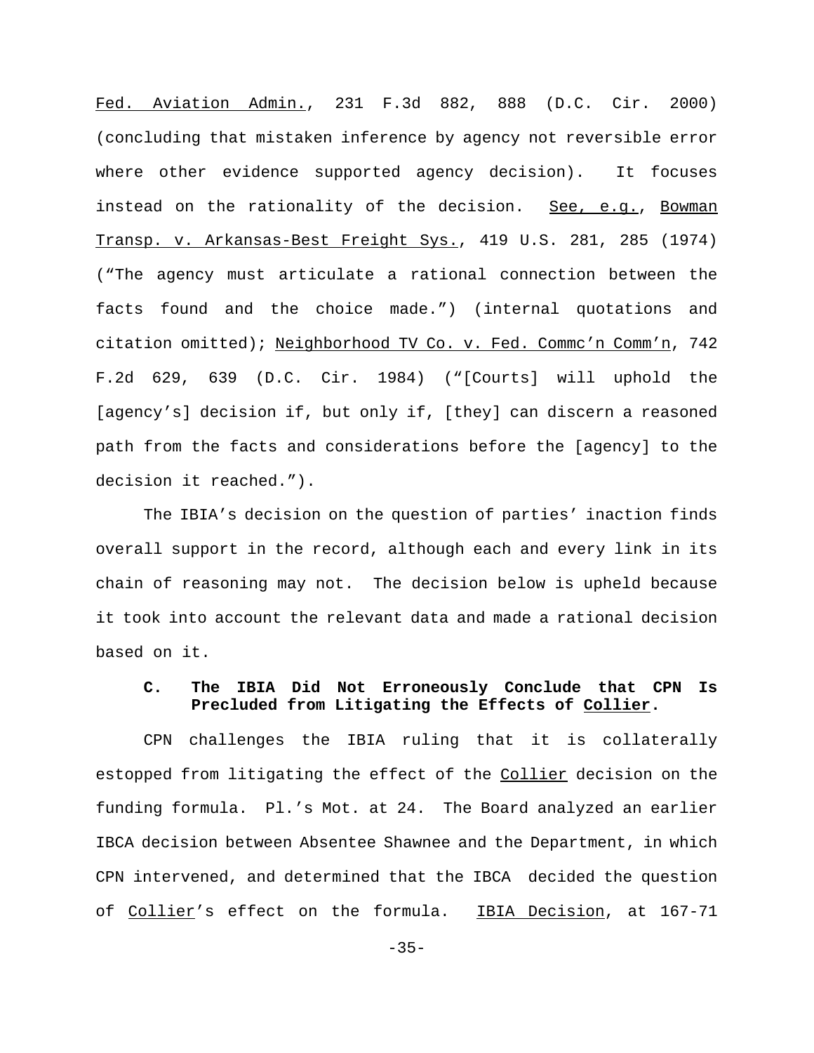Fed. Aviation Admin., 231 F.3d 882, 888 (D.C. Cir. 2000) (concluding that mistaken inference by agency not reversible error where other evidence supported agency decision). It focuses instead on the rationality of the decision. See, e.g., Bowman Transp. v. Arkansas-Best Freight Sys., 419 U.S. 281, 285 (1974) ("The agency must articulate a rational connection between the facts found and the choice made.") (internal quotations and citation omitted); Neighborhood TV Co. v. Fed. Commc'n Comm'n, 742 F.2d 629, 639 (D.C. Cir. 1984) ("[Courts] will uphold the [agency's] decision if, but only if, [they] can discern a reasoned path from the facts and considerations before the [agency] to the decision it reached.").

The IBIA's decision on the question of parties' inaction finds overall support in the record, although each and every link in its chain of reasoning may not. The decision below is upheld because it took into account the relevant data and made a rational decision based on it.

### C. The IBIA Did Not Erroneously Conclude that CPN Is Precluded from Litigating the Effects of Collier.

CPN challenges the IBIA ruling that it is collaterally estopped from litigating the effect of the Collier decision on the funding formula. Pl.'s Mot. at 24. The Board analyzed an earlier IBCA decision between Absentee Shawnee and the Department, in which CPN intervened, and determined that the IBCA decided the question of Collier's effect on the formula. IBIA Decision, at 167-71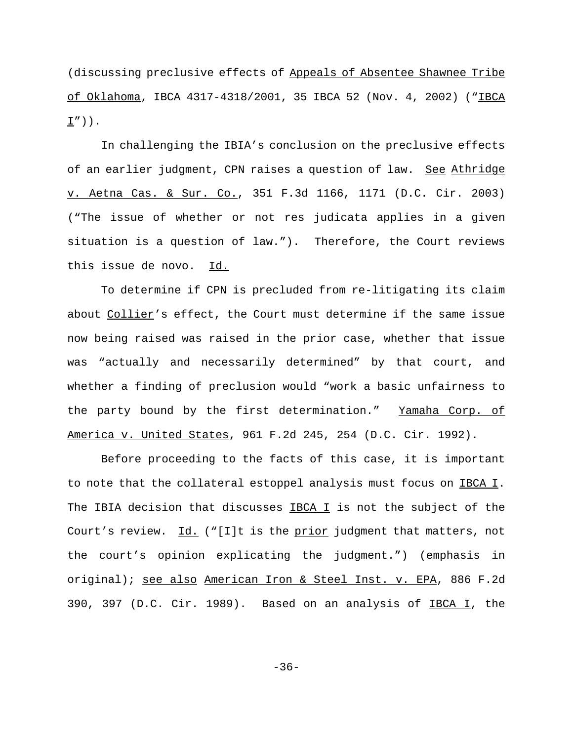(discussing preclusive effects of Appeals of Absentee Shawnee Tribe of Oklahoma, IBCA 4317-4318/2001, 35 IBCA 52 (Nov. 4, 2002) ("IBCA I")).

In challenging the IBIA's conclusion on the preclusive effects of an earlier judgment, CPN raises a question of law. See Athridge v. Aetna Cas. & Sur. Co., 351 F.3d 1166, 1171 (D.C. Cir. 2003) ("The issue of whether or not res judicata applies in a given situation is a question of law."). Therefore, the Court reviews this issue de novo. Id.

To determine if CPN is precluded from re-litigating its claim about Collier's effect, the Court must determine if the same issue now being raised was raised in the prior case, whether that issue was "actually and necessarily determined" by that court, and whether a finding of preclusion would "work a basic unfairness to the party bound by the first determination." Yamaha Corp. of America v. United States, 961 F.2d 245, 254 (D.C. Cir. 1992).

Before proceeding to the facts of this case, it is important to note that the collateral estoppel analysis must focus on IBCA I. The IBIA decision that discusses IBCA I is not the subject of the Court's review. Id. ("[I]t is the *prior* judgment that matters, not the court's opinion explicating the judgment.") (emphasis in original); see also American Iron & Steel Inst. v. EPA, 886 F.2d 390, 397 (D.C. Cir. 1989). Based on an analysis of IBCA I, the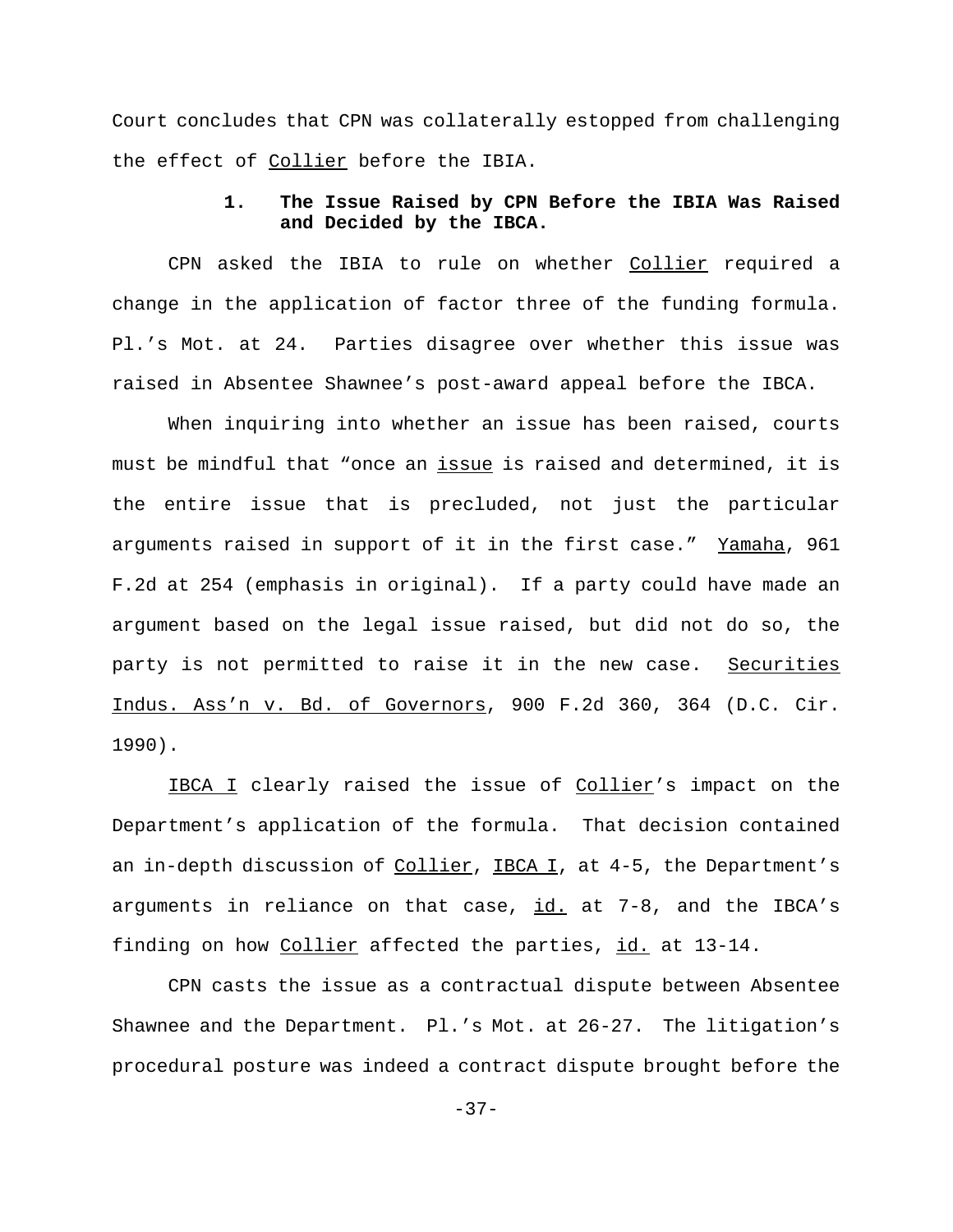Court concludes that CPN was collaterally estopped from challenging the effect of Collier before the IBIA.

### 1. The Issue Raised by CPN Before the IBIA Was Raised and Decided by the IBCA.

CPN asked the IBIA to rule on whether Collier required a change in the application of factor three of the funding formula. Pl.'s Mot. at 24. Parties disagree over whether this issue was raised in Absentee Shawnee's post-award appeal before the IBCA.

When inquiring into whether an issue has been raised, courts must be mindful that "once an issue is raised and determined, it is the entire issue that is precluded, not just the particular arguments raised in support of it in the first case." Yamaha, 961 F.2d at 254 (emphasis in original). If a party could have made an argument based on the legal issue raised, but did not do so, the party is not permitted to raise it in the new case. Securities Indus. Ass'n v. Bd. of Governors, 900 F.2d 360, 364 (D.C. Cir. 1990).

IBCA I clearly raised the issue of Collier's impact on the Department's application of the formula. That decision contained an in-depth discussion of Collier, IBCA I, at 4-5, the Department's arguments in reliance on that case, id. at 7-8, and the IBCA's finding on how Collier affected the parties, id. at 13-14.

CPN casts the issue as a contractual dispute between Absentee Shawnee and the Department. Pl.'s Mot. at 26-27. The litigation's procedural posture was indeed a contract dispute brought before the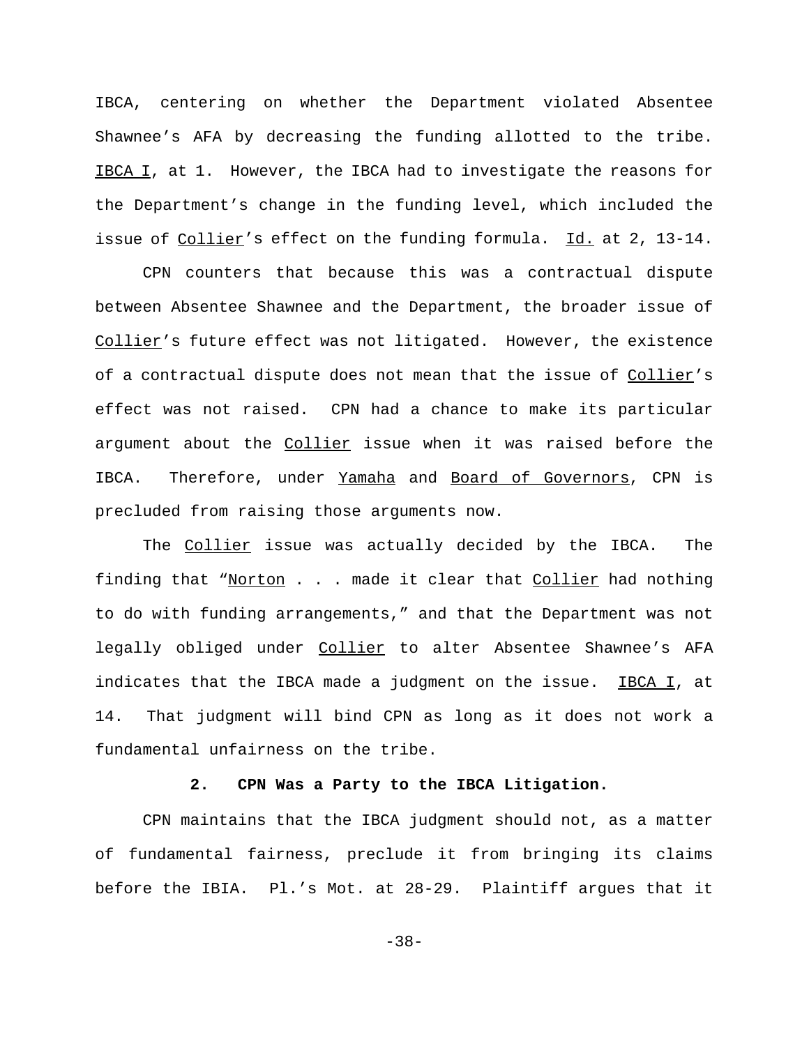IBCA, centering on whether the Department violated Absentee Shawnee's AFA by decreasing the funding allotted to the tribe. IBCA I, at 1. However, the IBCA had to investigate the reasons for the Department's change in the funding level, which included the issue of Collier's effect on the funding formula. Id. at 2, 13-14.

CPN counters that because this was a contractual dispute between Absentee Shawnee and the Department, the broader issue of Collier's future effect was not litigated. However, the existence of a contractual dispute does not mean that the issue of Collier's effect was not raised. CPN had a chance to make its particular argument about the Collier issue when it was raised before the IBCA. Therefore, under Yamaha and Board of Governors, CPN is precluded from raising those arguments now.

The Collier issue was actually decided by the IBCA. The finding that "Norton . . . made it clear that Collier had nothing to do with funding arrangements," and that the Department was not legally obliged under Collier to alter Absentee Shawnee's AFA indicates that the IBCA made a judgment on the issue. IBCA I, at 14. That judgment will bind CPN as long as it does not work a fundamental unfairness on the tribe.

**2. CPN Was a Party to the IBCA Litigation.**

CPN maintains that the IBCA judgment should not, as a matter of fundamental fairness, preclude it from bringing its claims before the IBIA. Pl.'s Mot. at 28-29. Plaintiff argues that it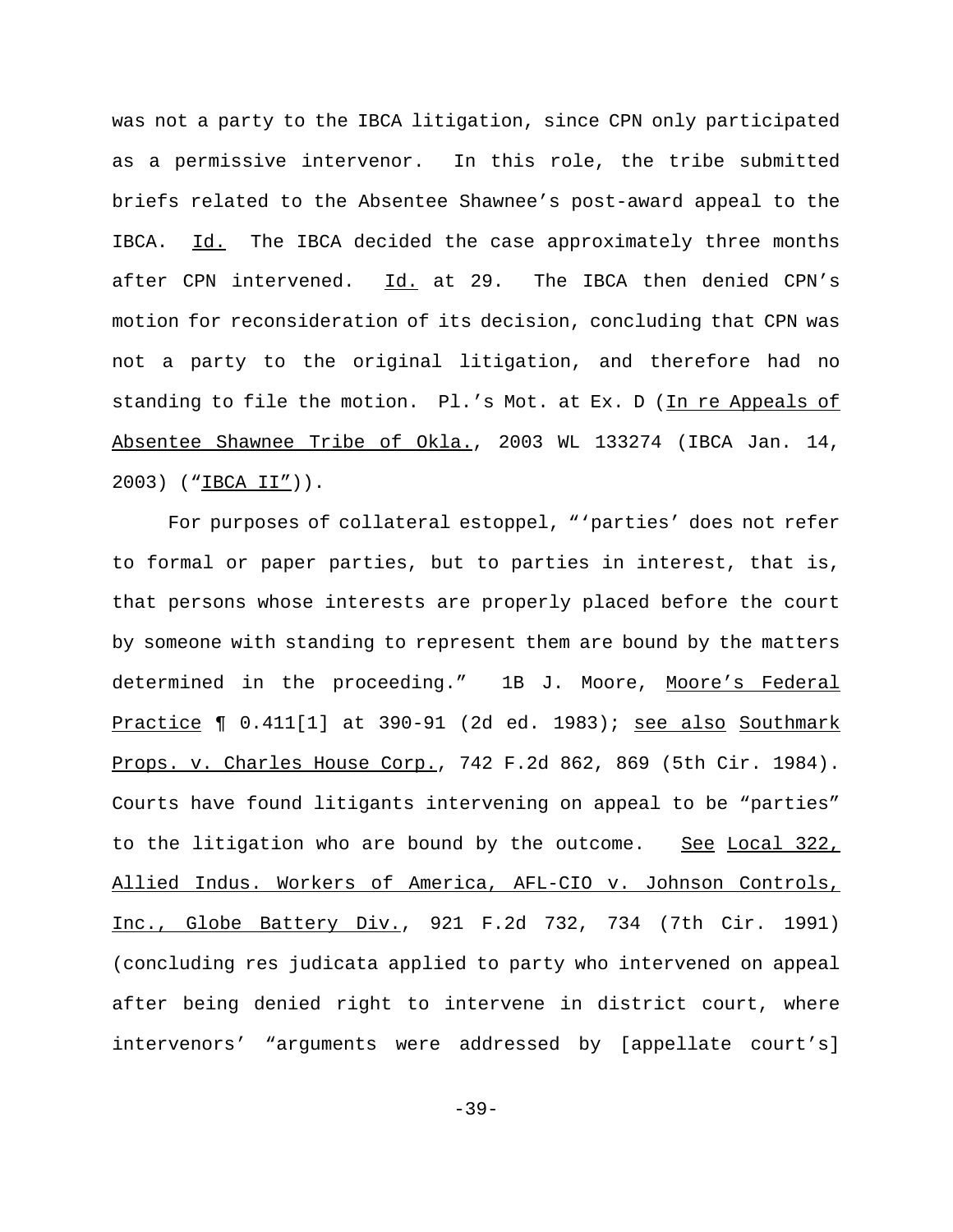was not a party to the IBCA litigation, since CPN only participated as a permissive intervenor. In this role, the tribe submitted briefs related to the Absentee Shawnee's post-award appeal to the IBCA. Id. The IBCA decided the case approximately three months after CPN intervened. Id. at 29. The IBCA then denied CPN's motion for reconsideration of its decision, concluding that CPN was not a party to the original litigation, and therefore had no standing to file the motion. Pl.'s Mot. at Ex. D (In re Appeals of Absentee Shawnee Tribe of Okla., 2003 WL 133274 (IBCA Jan. 14, 2003) ("IBCA II")).

For purposes of collateral estoppel, "'parties' does not refer to formal or paper parties, but to parties in interest, that is, that persons whose interests are properly placed before the court by someone with standing to represent them are bound by the matters determined in the proceeding." 1B J. Moore, Moore's Federal Practice ¶ 0.411[1] at 390-91 (2d ed. 1983); see also Southmark Props. v. Charles House Corp., 742 F.2d 862, 869 (5th Cir. 1984). Courts have found litigants intervening on appeal to be "parties" to the litigation who are bound by the outcome. See Local 322, Allied Indus. Workers of America, AFL-CIO v. Johnson Controls, Inc., Globe Battery Div., 921 F.2d 732, 734 (7th Cir. 1991) (concluding res judicata applied to party who intervened on appeal after being denied right to intervene in district court, where intervenors' "arguments were addressed by [appellate court's]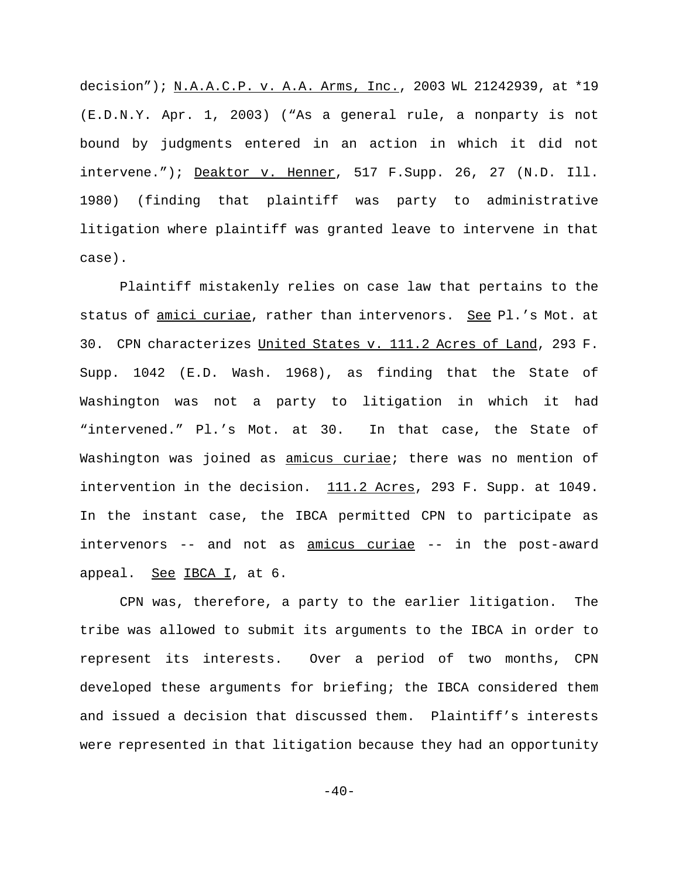decision"); N.A.A.C.P. v. A.A. Arms, Inc., 2003 WL 21242939, at *19 (E.D.N.Y. Apr. 1, 2003) ("As a general rule, a nonparty is not bound by judgments entered in an action in which it did not intervene."); Deaktor v. Henner, 517 F.Supp. 26, 27 (N.D. Ill. 1980) (finding that plaintiff was party to administrative litigation where plaintiff was granted leave to intervene in that case).

Plaintiff mistakenly relies on case law that pertains to the status of amici curiae, rather than intervenors. See Pl.'s Mot. at 30. CPN characterizes United States v. 111.2 Acres of Land, 293 F. Supp. 1042 (E.D. Wash. 1968), as finding that the State of Washington was not a party to litigation in which it had "intervened." Pl.'s Mot. at 30. In that case, the State of Washington was joined as amicus curiae; there was no mention of intervention in the decision. 111.2 Acres, 293 F. Supp. at 1049. In the instant case, the IBCA permitted CPN to participate as intervenors -- and not as amicus curiae -- in the post-award appeal. See IBCA I, at 6.

CPN was, therefore, a party to the earlier litigation. The tribe was allowed to submit its arguments to the IBCA in order to represent its interests. Over a period of two months, CPN developed these arguments for briefing; the IBCA considered them and issued a decision that discussed them. Plaintiff's interests were represented in that litigation because they had an opportunity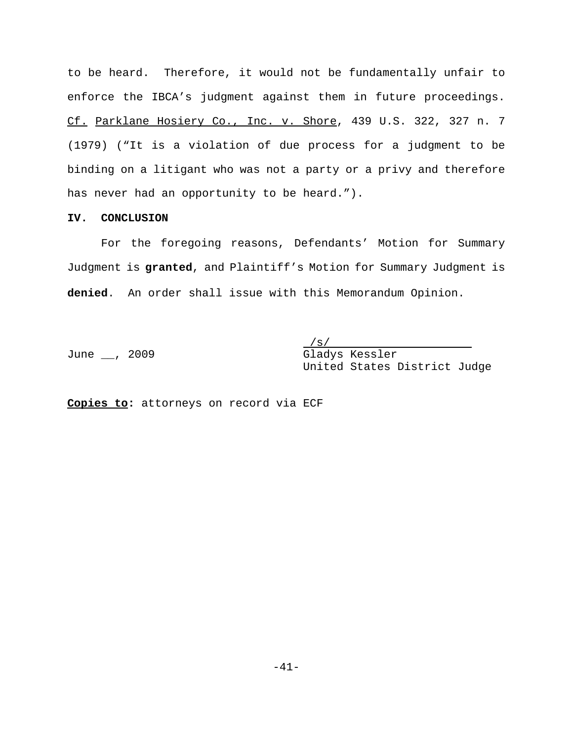to be heard. Therefore, it would not be fundamentally unfair to enforce the IBCA's judgment against them in future proceedings. Cf. Parklane Hosiery Co., Inc. v. Shore, 439 U.S. 322, 327 n. 7 (1979) ("It is a violation of due process for a judgment to be binding on a litigant who was not a party or a privy and therefore has never had an opportunity to be heard.").

**IV. CONCLUSION**

For the foregoing reasons, Defendants' Motion for Summary Judgment is **granted**, and Plaintiff's Motion for Summary Judgment is **denied**. An order shall issue with this Memorandum Opinion.

June __, 2009

/s/
Gladys Kessler
United States District Judge

**Copies to:** attorneys on record via ECF